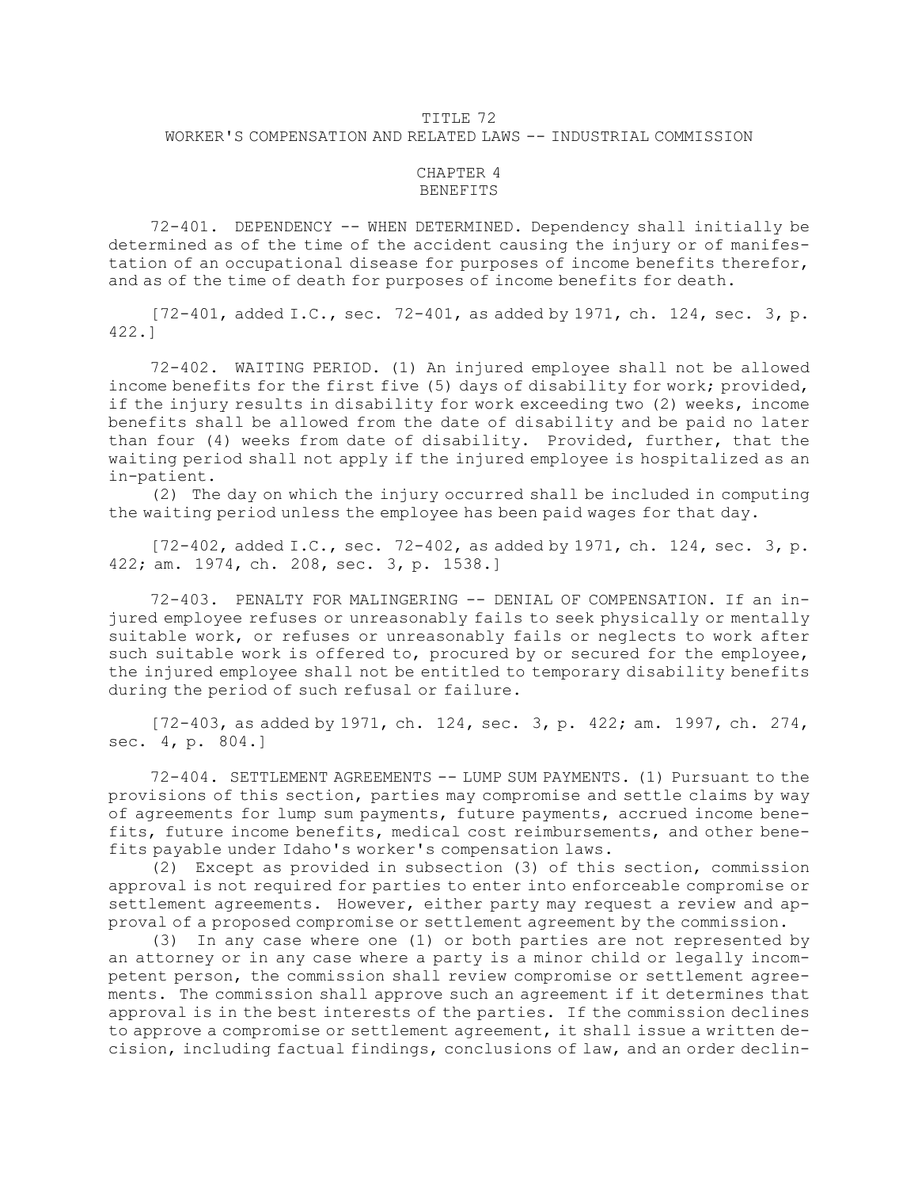# TITLE 72
## WORKER'S COMPENSATION AND RELATED LAWS -- INDUSTRIAL COMMISSION

### CHAPTER 4
### BENEFITS

72-401. DEPENDENCY -- WHEN DETERMINED. Dependency shall initially be determined as of the time of the accident causing the injury or of manifestation of an occupational disease for purposes of income benefits therefor, and as of the time of death for purposes of income benefits for death.

[72-401, added I.C., sec. 72-401, as added by 1971, ch. 124, sec. 3, p. 422.]

72-402. WAITING PERIOD. (1) An injured employee shall not be allowed income benefits for the first five (5) days of disability for work; provided, if the injury results in disability for work exceeding two (2) weeks, income benefits shall be allowed from the date of disability and be paid no later than four (4) weeks from date of disability. Provided, further, that the waiting period shall not apply if the injured employee is hospitalized as an in-patient.

(2) The day on which the injury occurred shall be included in computing the waiting period unless the employee has been paid wages for that day.

[72-402, added I.C., sec. 72-402, as added by 1971, ch. 124, sec. 3, p. 422; am. 1974, ch. 208, sec. 3, p. 1538.]

72-403. PENALTY FOR MALINGERING -- DENIAL OF COMPENSATION. If an injured employee refuses or unreasonably fails to seek physically or mentally suitable work, or refuses or unreasonably fails or neglects to work after such suitable work is offered to, procured by or secured for the employee, the injured employee shall not be entitled to temporary disability benefits during the period of such refusal or failure.

[72-403, as added by 1971, ch. 124, sec. 3, p. 422; am. 1997, ch. 274, sec. 4, p. 804.]

72-404. SETTLEMENT AGREEMENTS -- LUMP SUM PAYMENTS. (1) Pursuant to the provisions of this section, parties may compromise and settle claims by way of agreements for lump sum payments, future payments, accrued income benefits, future income benefits, medical cost reimbursements, and other benefits payable under Idaho's worker's compensation laws.

(2) Except as provided in subsection (3) of this section, commission approval is not required for parties to enter into enforceable compromise or settlement agreements. However, either party may request a review and approval of a proposed compromise or settlement agreement by the commission.

(3) In any case where one (1) or both parties are not represented by an attorney or in any case where a party is a minor child or legally incompetent person, the commission shall review compromise or settlement agreements. The commission shall approve such an agreement if it determines that approval is in the best interests of the parties. If the commission declines to approve a compromise or settlement agreement, it shall issue a written decision, including factual findings, conclusions of law, and an order declin-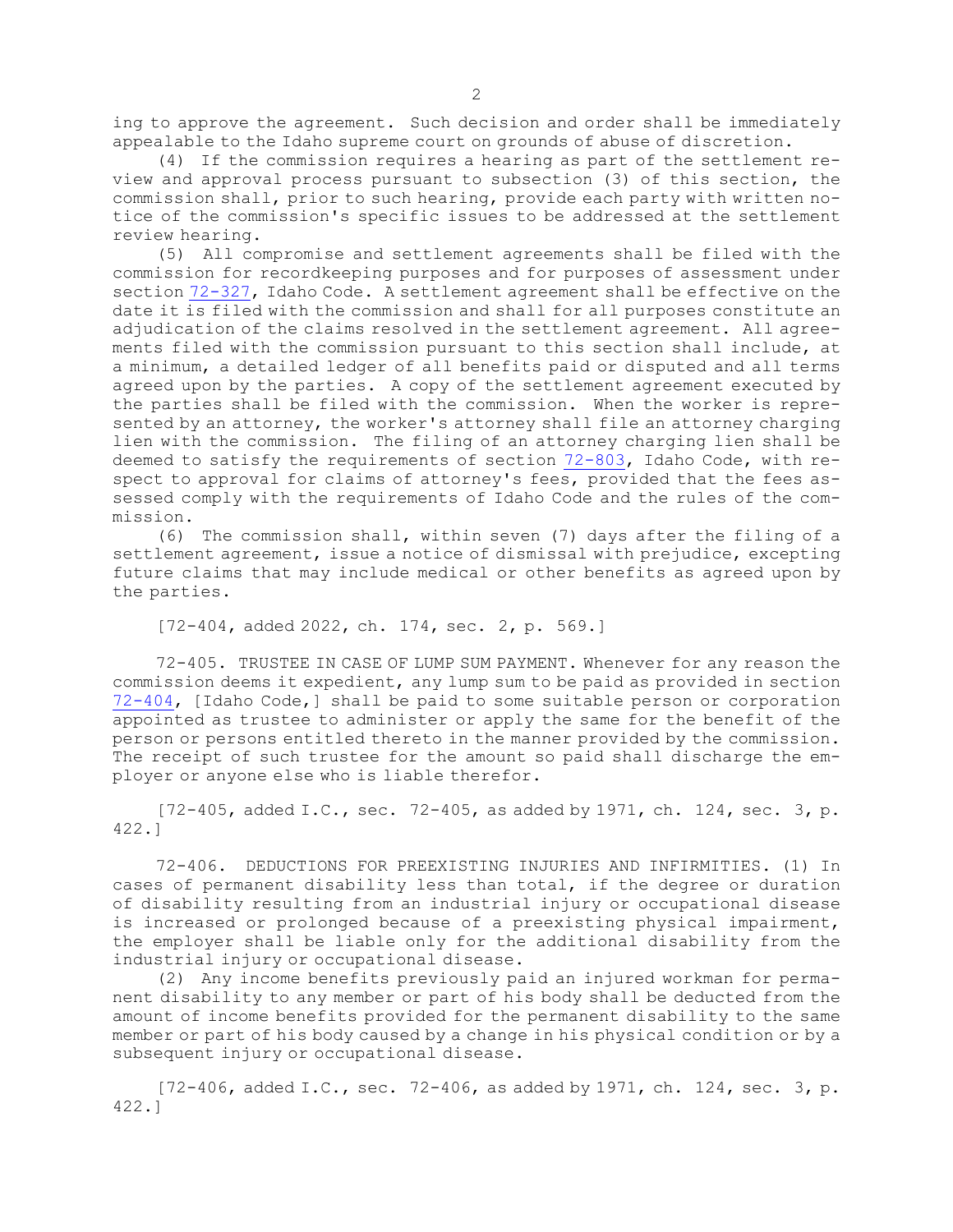ing to approve the agreement. Such decision and order shall be immediately appealable to the Idaho supreme court on grounds of abuse of discretion.

(4) If the commission requires a hearing as part of the settlement review and approval process pursuant to subsection (3) of this section, the commission shall, prior to such hearing, provide each party with written notice of the commission's specific issues to be addressed at the settlement review hearing.

(5) All compromise and settlement agreements shall be filed with the commission for recordkeeping purposes and for purposes of assessment under section 72-327, Idaho Code. A settlement agreement shall be effective on the date it is filed with the commission and shall for all purposes constitute an adjudication of the claims resolved in the settlement agreement. All agreements filed with the commission pursuant to this section shall include, at a minimum, a detailed ledger of all benefits paid or disputed and all terms agreed upon by the parties. A copy of the settlement agreement executed by the parties shall be filed with the commission. When the worker is represented by an attorney, the worker's attorney shall file an attorney charging lien with the commission. The filing of an attorney charging lien shall be deemed to satisfy the requirements of section 72-803, Idaho Code, with respect to approval for claims of attorney's fees, provided that the fees assessed comply with the requirements of Idaho Code and the rules of the commission.

(6) The commission shall, within seven (7) days after the filing of a settlement agreement, issue a notice of dismissal with prejudice, excepting future claims that may include medical or other benefits as agreed upon by the parties.

[72-404, added 2022, ch. 174, sec. 2, p. 569.]

72-405. TRUSTEE IN CASE OF LUMP SUM PAYMENT. Whenever for any reason the commission deems it expedient, any lump sum to be paid as provided in section 72-404, [Idaho Code,] shall be paid to some suitable person or corporation appointed as trustee to administer or apply the same for the benefit of the person or persons entitled thereto in the manner provided by the commission. The receipt of such trustee for the amount so paid shall discharge the employer or anyone else who is liable therefor.

[72-405, added I.C., sec. 72-405, as added by 1971, ch. 124, sec. 3, p. 422.]

72-406. DEDUCTIONS FOR PREEXISTING INJURIES AND INFIRMITIES. (1) In cases of permanent disability less than total, if the degree or duration of disability resulting from an industrial injury or occupational disease is increased or prolonged because of a preexisting physical impairment, the employer shall be liable only for the additional disability from the industrial injury or occupational disease.

(2) Any income benefits previously paid an injured workman for permanent disability to any member or part of his body shall be deducted from the amount of income benefits provided for the permanent disability to the same member or part of his body caused by a change in his physical condition or by a subsequent injury or occupational disease.

[72-406, added I.C., sec. 72-406, as added by 1971, ch. 124, sec. 3, p. 422.]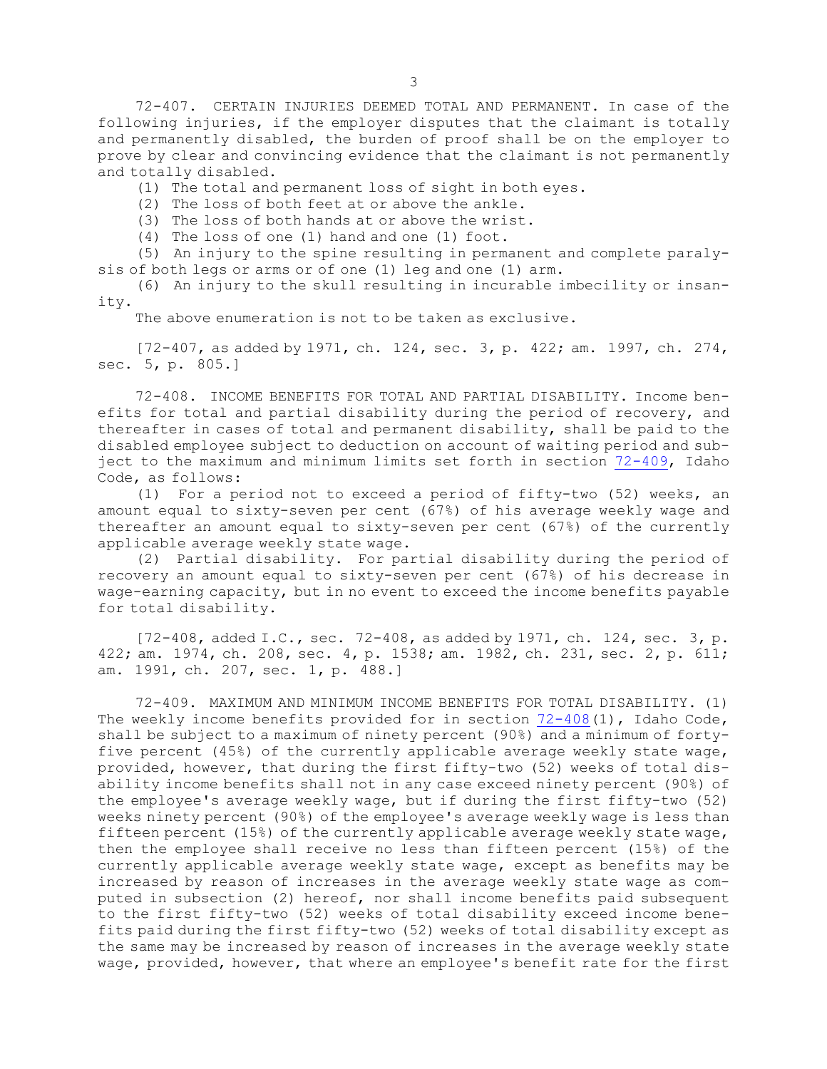72-407. CERTAIN INJURIES DEEMED TOTAL AND PERMANENT. In case of the following injuries, if the employer disputes that the claimant is totally and permanently disabled, the burden of proof shall be on the employer to prove by clear and convincing evidence that the claimant is not permanently and totally disabled.

(1) The total and permanent loss of sight in both eyes.

(2) The loss of both feet at or above the ankle.

(3) The loss of both hands at or above the wrist.

(4) The loss of one (1) hand and one (1) foot.

(5) An injury to the spine resulting in permanent and complete paralysis of both legs or arms or of one (1) leg and one (1) arm.

(6) An injury to the skull resulting in incurable imbecility or insanity.

The above enumeration is not to be taken as exclusive.

[72-407, as added by 1971, ch. 124, sec. 3, p. 422; am. 1997, ch. 274, sec. 5, p. 805.]

72-408. INCOME BENEFITS FOR TOTAL AND PARTIAL DISABILITY. Income benefits for total and partial disability during the period of recovery, and thereafter in cases of total and permanent disability, shall be paid to the disabled employee subject to deduction on account of waiting period and subject to the maximum and minimum limits set forth in section 72-409, Idaho Code, as follows:

(1) For a period not to exceed a period of fifty-two (52) weeks, an amount equal to sixty-seven per cent (67%) of his average weekly wage and thereafter an amount equal to sixty-seven per cent (67%) of the currently applicable average weekly state wage.

(2) Partial disability. For partial disability during the period of recovery an amount equal to sixty-seven per cent (67%) of his decrease in wage-earning capacity, but in no event to exceed the income benefits payable for total disability.

[72-408, added I.C., sec. 72-408, as added by 1971, ch. 124, sec. 3, p. 422; am. 1974, ch. 208, sec. 4, p. 1538; am. 1982, ch. 231, sec. 2, p. 611; am. 1991, ch. 207, sec. 1, p. 488.]

72-409. MAXIMUM AND MINIMUM INCOME BENEFITS FOR TOTAL DISABILITY. (1) The weekly income benefits provided for in section 72-408(1), Idaho Code, shall be subject to a maximum of ninety percent (90%) and a minimum of forty-five percent (45%) of the currently applicable average weekly state wage, provided, however, that during the first fifty-two (52) weeks of total disability income benefits shall not in any case exceed ninety percent (90%) of the employee's average weekly wage, but if during the first fifty-two (52) weeks ninety percent (90%) of the employee's average weekly wage is less than fifteen percent (15%) of the currently applicable average weekly state wage, then the employee shall receive no less than fifteen percent (15%) of the currently applicable average weekly state wage, except as benefits may be increased by reason of increases in the average weekly state wage as computed in subsection (2) hereof, nor shall income benefits paid subsequent to the first fifty-two (52) weeks of total disability exceed income benefits paid during the first fifty-two (52) weeks of total disability except as the same may be increased by reason of increases in the average weekly state wage, provided, however, that where an employee's benefit rate for the first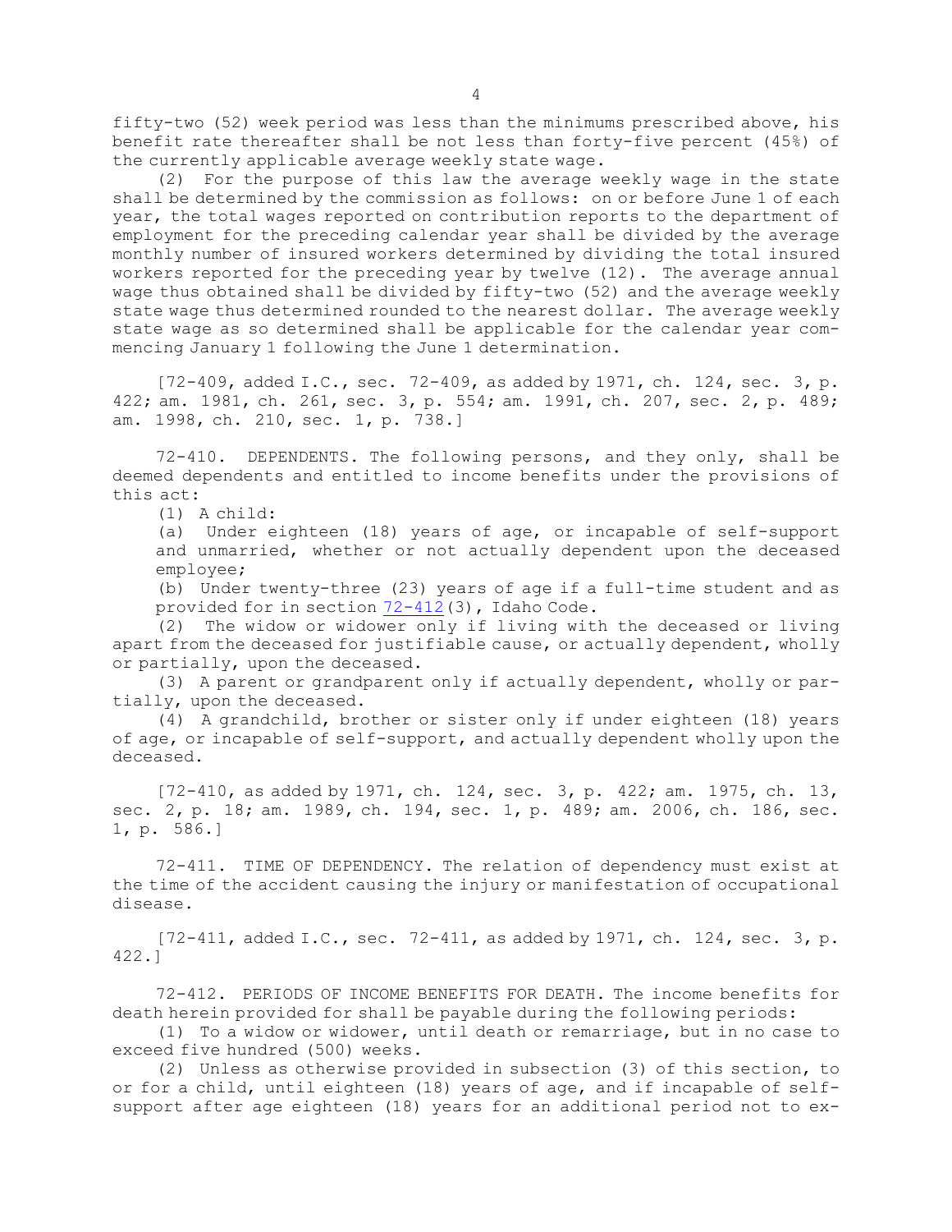fifty-two (52) week period was less than the minimums prescribed above, his benefit rate thereafter shall be not less than forty-five percent (45%) of the currently applicable average weekly state wage.

(2) For the purpose of this law the average weekly wage in the state shall be determined by the commission as follows: on or before June 1 of each year, the total wages reported on contribution reports to the department of employment for the preceding calendar year shall be divided by the average monthly number of insured workers determined by dividing the total insured workers reported for the preceding year by twelve (12). The average annual wage thus obtained shall be divided by fifty-two (52) and the average weekly state wage thus determined rounded to the nearest dollar. The average weekly state wage as so determined shall be applicable for the calendar year commencing January 1 following the June 1 determination.

[72-409, added I.C., sec. 72-409, as added by 1971, ch. 124, sec. 3, p. 422; am. 1981, ch. 261, sec. 3, p. 554; am. 1991, ch. 207, sec. 2, p. 489; am. 1998, ch. 210, sec. 1, p. 738.]

72-410. DEPENDENTS. The following persons, and they only, shall be deemed dependents and entitled to income benefits under the provisions of this act:

(1) A child:

(a) Under eighteen (18) years of age, or incapable of self-support and unmarried, whether or not actually dependent upon the deceased employee;

(b) Under twenty-three (23) years of age if a full-time student and as provided for in section 72-412(3), Idaho Code.

(2) The widow or widower only if living with the deceased or living apart from the deceased for justifiable cause, or actually dependent, wholly or partially, upon the deceased.

(3) A parent or grandparent only if actually dependent, wholly or partially, upon the deceased.

(4) A grandchild, brother or sister only if under eighteen (18) years of age, or incapable of self-support, and actually dependent wholly upon the deceased.

[72-410, as added by 1971, ch. 124, sec. 3, p. 422; am. 1975, ch. 13, sec. 2, p. 18; am. 1989, ch. 194, sec. 1, p. 489; am. 2006, ch. 186, sec. 1, p. 586.]

72-411. TIME OF DEPENDENCY. The relation of dependency must exist at the time of the accident causing the injury or manifestation of occupational disease.

[72-411, added I.C., sec. 72-411, as added by 1971, ch. 124, sec. 3, p. 422.]

72-412. PERIODS OF INCOME BENEFITS FOR DEATH. The income benefits for death herein provided for shall be payable during the following periods:

(1) To a widow or widower, until death or remarriage, but in no case to exceed five hundred (500) weeks.

(2) Unless as otherwise provided in subsection (3) of this section, to or for a child, until eighteen (18) years of age, and if incapable of self-support after age eighteen (18) years for an additional period not to ex-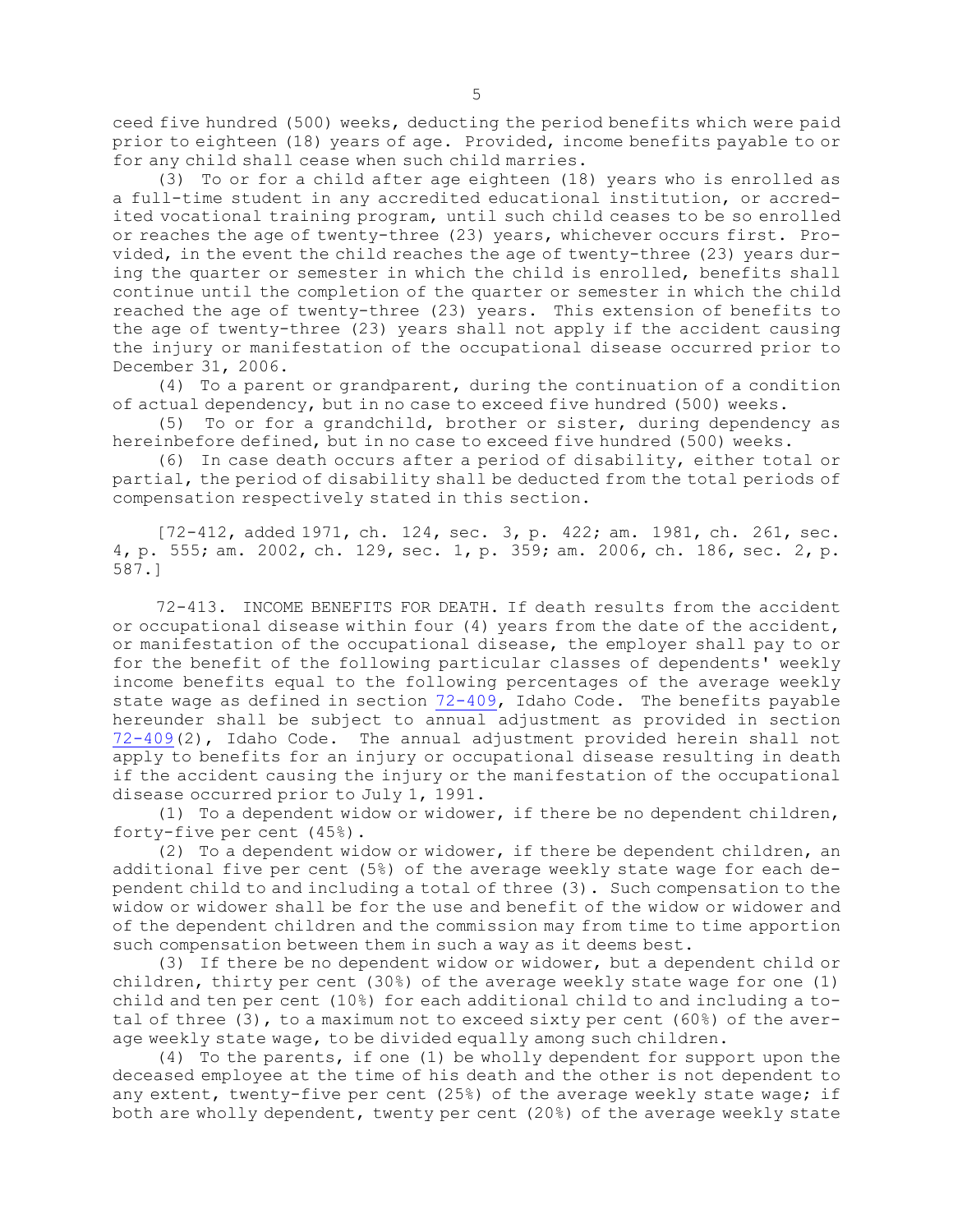ceed five hundred (500) weeks, deducting the period benefits which were paid prior to eighteen (18) years of age. Provided, income benefits payable to or for any child shall cease when such child marries.

(3) To or for a child after age eighteen (18) years who is enrolled as a full-time student in any accredited educational institution, or accredited vocational training program, until such child ceases to be so enrolled or reaches the age of twenty-three (23) years, whichever occurs first. Provided, in the event the child reaches the age of twenty-three (23) years during the quarter or semester in which the child is enrolled, benefits shall continue until the completion of the quarter or semester in which the child reached the age of twenty-three (23) years. This extension of benefits to the age of twenty-three (23) years shall not apply if the accident causing the injury or manifestation of the occupational disease occurred prior to December 31, 2006.

(4) To a parent or grandparent, during the continuation of a condition of actual dependency, but in no case to exceed five hundred (500) weeks.

(5) To or for a grandchild, brother or sister, during dependency as hereinbefore defined, but in no case to exceed five hundred (500) weeks.

(6) In case death occurs after a period of disability, either total or partial, the period of disability shall be deducted from the total periods of compensation respectively stated in this section.

[72-412, added 1971, ch. 124, sec. 3, p. 422; am. 1981, ch. 261, sec. 4, p. 555; am. 2002, ch. 129, sec. 1, p. 359; am. 2006, ch. 186, sec. 2, p. 587.]

72-413. INCOME BENEFITS FOR DEATH. If death results from the accident or occupational disease within four (4) years from the date of the accident, or manifestation of the occupational disease, the employer shall pay to or for the benefit of the following particular classes of dependents' weekly income benefits equal to the following percentages of the average weekly state wage as defined in section 72-409, Idaho Code. The benefits payable hereunder shall be subject to annual adjustment as provided in section 72-409(2), Idaho Code. The annual adjustment provided herein shall not apply to benefits for an injury or occupational disease resulting in death if the accident causing the injury or the manifestation of the occupational disease occurred prior to July 1, 1991.

(1) To a dependent widow or widower, if there be no dependent children, forty-five per cent (45%).

(2) To a dependent widow or widower, if there be dependent children, an additional five per cent (5%) of the average weekly state wage for each dependent child to and including a total of three (3). Such compensation to the widow or widower shall be for the use and benefit of the widow or widower and of the dependent children and the commission may from time to time apportion such compensation between them in such a way as it deems best.

(3) If there be no dependent widow or widower, but a dependent child or children, thirty per cent (30%) of the average weekly state wage for one (1) child and ten per cent (10%) for each additional child to and including a total of three (3), to a maximum not to exceed sixty per cent (60%) of the average weekly state wage, to be divided equally among such children.

(4) To the parents, if one (1) be wholly dependent for support upon the deceased employee at the time of his death and the other is not dependent to any extent, twenty-five per cent (25%) of the average weekly state wage; if both are wholly dependent, twenty per cent (20%) of the average weekly state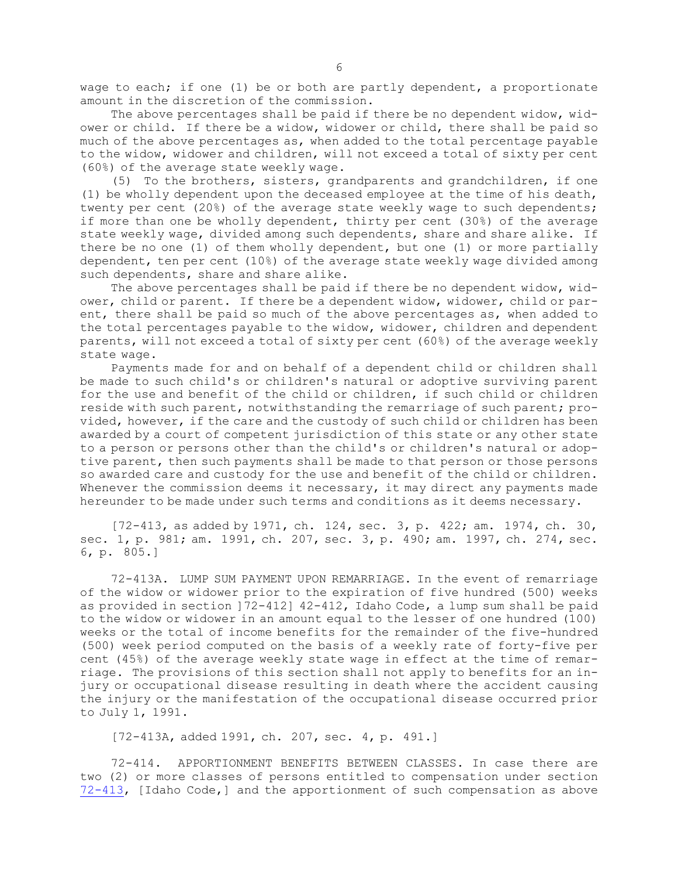wage to each; if one (1) be or both are partly dependent, a proportionate amount in the discretion of the commission.

The above percentages shall be paid if there be no dependent widow, widower or child. If there be a widow, widower or child, there shall be paid so much of the above percentages as, when added to the total percentage payable to the widow, widower and children, will not exceed a total of sixty per cent (60%) of the average state weekly wage.

(5) To the brothers, sisters, grandparents and grandchildren, if one (1) be wholly dependent upon the deceased employee at the time of his death, twenty per cent (20%) of the average state weekly wage to such dependents; if more than one be wholly dependent, thirty per cent (30%) of the average state weekly wage, divided among such dependents, share and share alike. If there be no one (1) of them wholly dependent, but one (1) or more partially dependent, ten per cent (10%) of the average state weekly wage divided among such dependents, share and share alike.

The above percentages shall be paid if there be no dependent widow, widower, child or parent. If there be a dependent widow, widower, child or parent, there shall be paid so much of the above percentages as, when added to the total percentages payable to the widow, widower, children and dependent parents, will not exceed a total of sixty per cent (60%) of the average weekly state wage.

Payments made for and on behalf of a dependent child or children shall be made to such child's or children's natural or adoptive surviving parent for the use and benefit of the child or children, if such child or children reside with such parent, notwithstanding the remarriage of such parent; provided, however, if the care and the custody of such child or children has been awarded by a court of competent jurisdiction of this state or any other state to a person or persons other than the child's or children's natural or adoptive parent, then such payments shall be made to that person or those persons so awarded care and custody for the use and benefit of the child or children. Whenever the commission deems it necessary, it may direct any payments made hereunder to be made under such terms and conditions as it deems necessary.

[72-413, as added by 1971, ch. 124, sec. 3, p. 422; am. 1974, ch. 30, sec. 1, p. 981; am. 1991, ch. 207, sec. 3, p. 490; am. 1997, ch. 274, sec. 6, p. 805.]

72-413A. LUMP SUM PAYMENT UPON REMARRIAGE. In the event of remarriage of the widow or widower prior to the expiration of five hundred (500) weeks as provided in section ]72-412] 42-412, Idaho Code, a lump sum shall be paid to the widow or widower in an amount equal to the lesser of one hundred (100) weeks or the total of income benefits for the remainder of the five-hundred (500) week period computed on the basis of a weekly rate of forty-five per cent (45%) of the average weekly state wage in effect at the time of remarriage. The provisions of this section shall not apply to benefits for an injury or occupational disease resulting in death where the accident causing the injury or the manifestation of the occupational disease occurred prior to July 1, 1991.

[72-413A, added 1991, ch. 207, sec. 4, p. 491.]

72-414. APPORTIONMENT BENEFITS BETWEEN CLASSES. In case there are two (2) or more classes of persons entitled to compensation under section 72-413, [Idaho Code,] and the apportionment of such compensation as above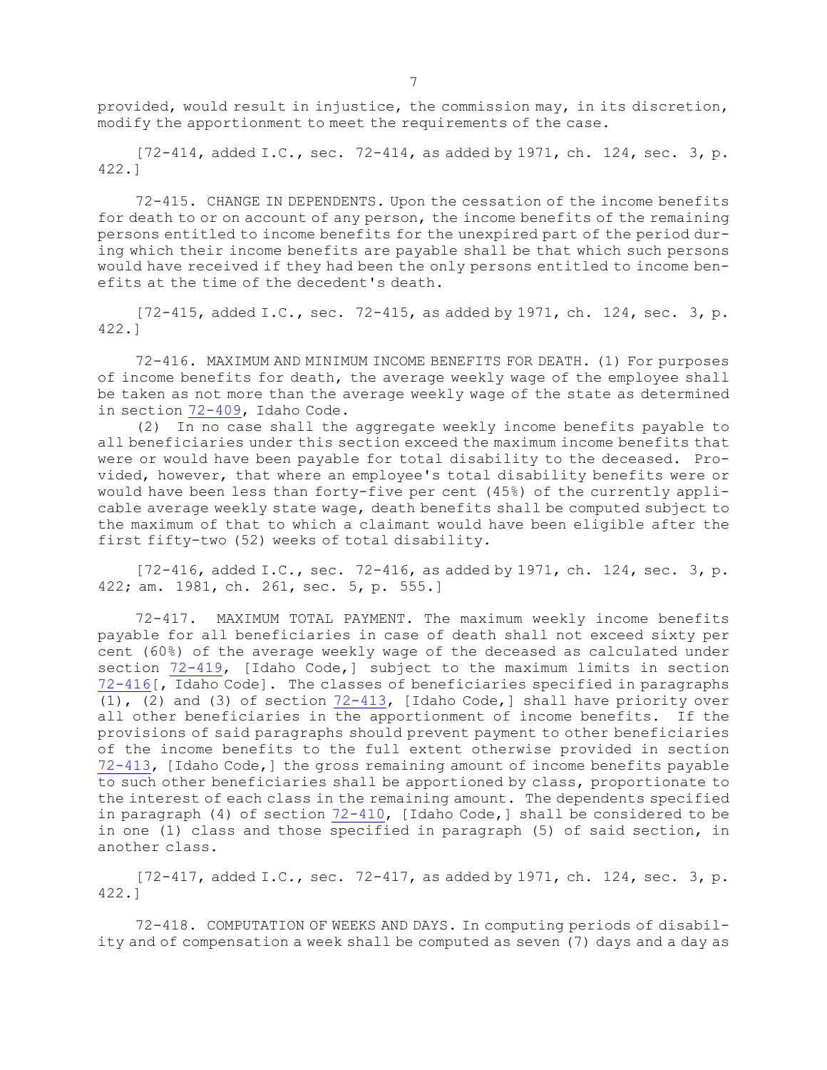provided, would result in injustice, the commission may, in its discretion, modify the apportionment to meet the requirements of the case.

[72-414, added I.C., sec. 72-414, as added by 1971, ch. 124, sec. 3, p. 422.]

72-415. CHANGE IN DEPENDENTS. Upon the cessation of the income benefits for death to or on account of any person, the income benefits of the remaining persons entitled to income benefits for the unexpired part of the period during which their income benefits are payable shall be that which such persons would have received if they had been the only persons entitled to income benefits at the time of the decedent's death.

[72-415, added I.C., sec. 72-415, as added by 1971, ch. 124, sec. 3, p. 422.]

72-416. MAXIMUM AND MINIMUM INCOME BENEFITS FOR DEATH. (1) For purposes of income benefits for death, the average weekly wage of the employee shall be taken as not more than the average weekly wage of the state as determined in section 72-409, Idaho Code.

(2) In no case shall the aggregate weekly income benefits payable to all beneficiaries under this section exceed the maximum income benefits that were or would have been payable for total disability to the deceased. Provided, however, that where an employee's total disability benefits were or would have been less than forty-five per cent (45%) of the currently applicable average weekly state wage, death benefits shall be computed subject to the maximum of that to which a claimant would have been eligible after the first fifty-two (52) weeks of total disability.

[72-416, added I.C., sec. 72-416, as added by 1971, ch. 124, sec. 3, p. 422; am. 1981, ch. 261, sec. 5, p. 555.]

72-417. MAXIMUM TOTAL PAYMENT. The maximum weekly income benefits payable for all beneficiaries in case of death shall not exceed sixty per cent (60%) of the average weekly wage of the deceased as calculated under section 72-419, [Idaho Code,] subject to the maximum limits in section 72-416[, Idaho Code]. The classes of beneficiaries specified in paragraphs (1), (2) and (3) of section 72-413, [Idaho Code,] shall have priority over all other beneficiaries in the apportionment of income benefits. If the provisions of said paragraphs should prevent payment to other beneficiaries of the income benefits to the full extent otherwise provided in section 72-413, [Idaho Code,] the gross remaining amount of income benefits payable to such other beneficiaries shall be apportioned by class, proportionate to the interest of each class in the remaining amount. The dependents specified in paragraph (4) of section 72-410, [Idaho Code,] shall be considered to be in one (1) class and those specified in paragraph (5) of said section, in another class.

[72-417, added I.C., sec. 72-417, as added by 1971, ch. 124, sec. 3, p. 422.]

72-418. COMPUTATION OF WEEKS AND DAYS. In computing periods of disability and of compensation a week shall be computed as seven (7) days and a day as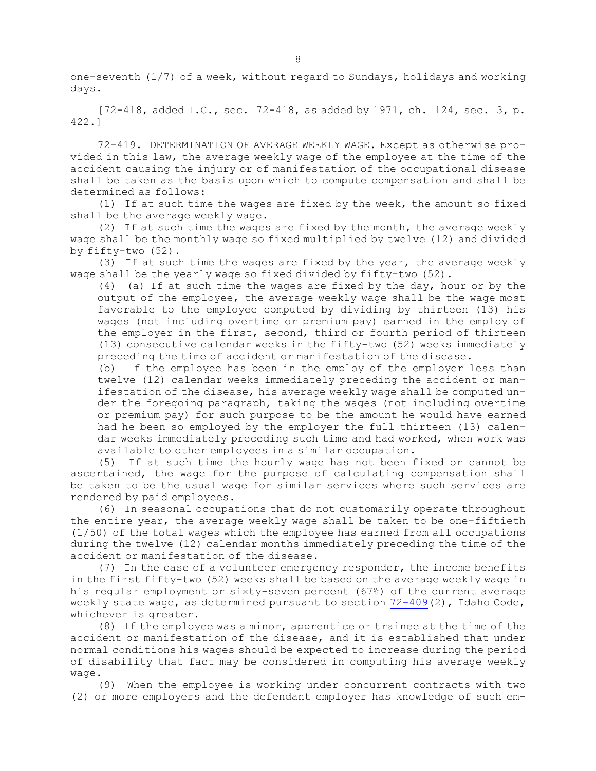one-seventh (1/7) of a week, without regard to Sundays, holidays and working days.

[72-418, added I.C., sec. 72-418, as added by 1971, ch. 124, sec. 3, p. 422.]

72-419. DETERMINATION OF AVERAGE WEEKLY WAGE. Except as otherwise provided in this law, the average weekly wage of the employee at the time of the accident causing the injury or of manifestation of the occupational disease shall be taken as the basis upon which to compute compensation and shall be determined as follows:

(1) If at such time the wages are fixed by the week, the amount so fixed shall be the average weekly wage.

(2) If at such time the wages are fixed by the month, the average weekly wage shall be the monthly wage so fixed multiplied by twelve (12) and divided by fifty-two (52).

(3) If at such time the wages are fixed by the year, the average weekly wage shall be the yearly wage so fixed divided by fifty-two (52).

(4) (a) If at such time the wages are fixed by the day, hour or by the output of the employee, the average weekly wage shall be the wage most favorable to the employee computed by dividing by thirteen (13) his wages (not including overtime or premium pay) earned in the employ of the employer in the first, second, third or fourth period of thirteen (13) consecutive calendar weeks in the fifty-two (52) weeks immediately preceding the time of accident or manifestation of the disease.

(b) If the employee has been in the employ of the employer less than twelve (12) calendar weeks immediately preceding the accident or manifestation of the disease, his average weekly wage shall be computed under the foregoing paragraph, taking the wages (not including overtime or premium pay) for such purpose to be the amount he would have earned had he been so employed by the employer the full thirteen (13) calendar weeks immediately preceding such time and had worked, when work was available to other employees in a similar occupation.

(5) If at such time the hourly wage has not been fixed or cannot be ascertained, the wage for the purpose of calculating compensation shall be taken to be the usual wage for similar services where such services are rendered by paid employees.

(6) In seasonal occupations that do not customarily operate throughout the entire year, the average weekly wage shall be taken to be one-fiftieth (1/50) of the total wages which the employee has earned from all occupations during the twelve (12) calendar months immediately preceding the time of the accident or manifestation of the disease.

(7) In the case of a volunteer emergency responder, the income benefits in the first fifty-two (52) weeks shall be based on the average weekly wage in his regular employment or sixty-seven percent (67%) of the current average weekly state wage, as determined pursuant to section 72-409(2), Idaho Code, whichever is greater.

(8) If the employee was a minor, apprentice or trainee at the time of the accident or manifestation of the disease, and it is established that under normal conditions his wages should be expected to increase during the period of disability that fact may be considered in computing his average weekly wage.

(9) When the employee is working under concurrent contracts with two (2) or more employers and the defendant employer has knowledge of such em-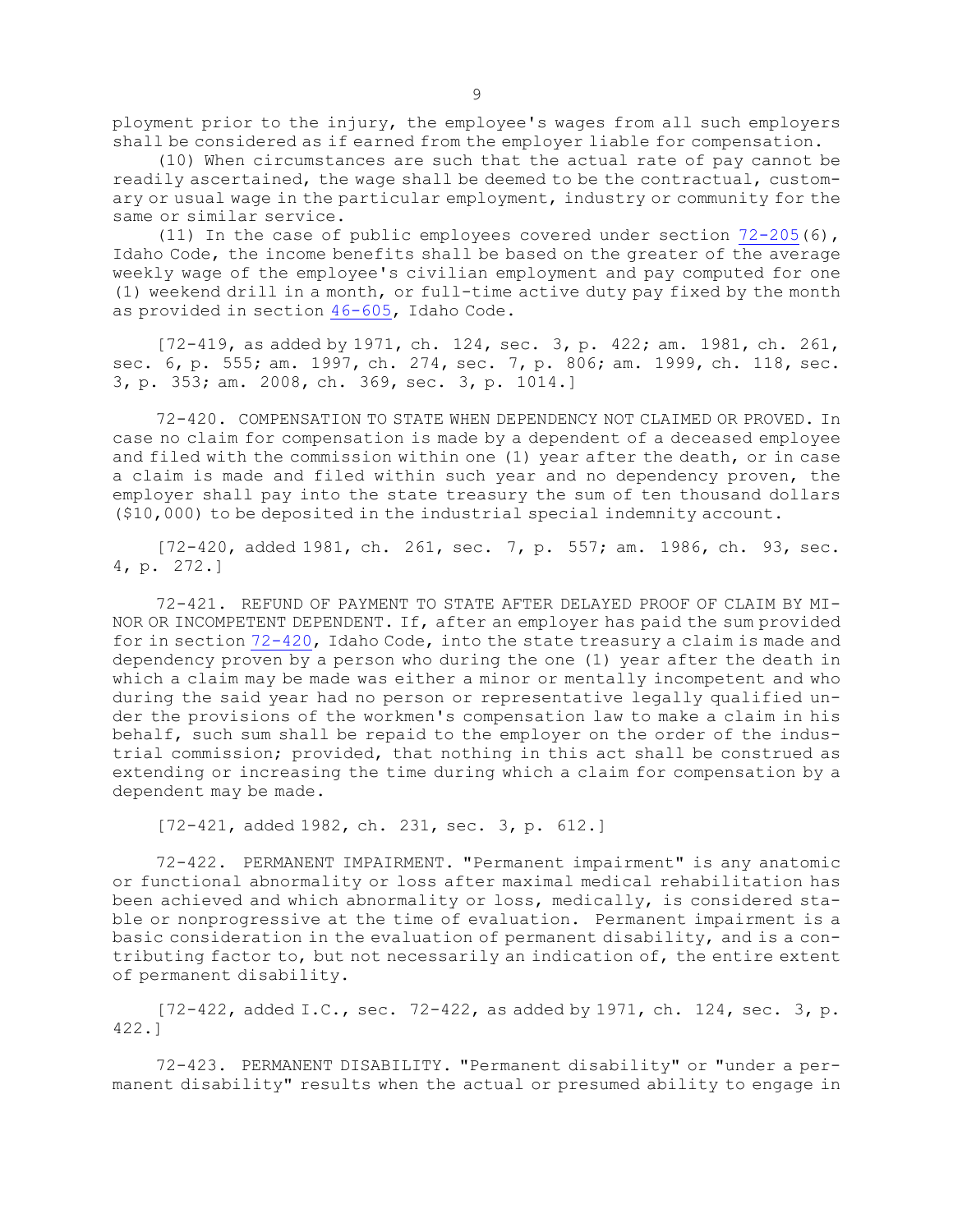ployment prior to the injury, the employee's wages from all such employers shall be considered as if earned from the employer liable for compensation.

(10) When circumstances are such that the actual rate of pay cannot be readily ascertained, the wage shall be deemed to be the contractual, customary or usual wage in the particular employment, industry or community for the same or similar service.

(11) In the case of public employees covered under section 72-205(6), Idaho Code, the income benefits shall be based on the greater of the average weekly wage of the employee's civilian employment and pay computed for one (1) weekend drill in a month, or full-time active duty pay fixed by the month as provided in section 46-605, Idaho Code.

[72-419, as added by 1971, ch. 124, sec. 3, p. 422; am. 1981, ch. 261, sec. 6, p. 555; am. 1997, ch. 274, sec. 7, p. 806; am. 1999, ch. 118, sec. 3, p. 353; am. 2008, ch. 369, sec. 3, p. 1014.]

72-420. COMPENSATION TO STATE WHEN DEPENDENCY NOT CLAIMED OR PROVED. In case no claim for compensation is made by a dependent of a deceased employee and filed with the commission within one (1) year after the death, or in case a claim is made and filed within such year and no dependency proven, the employer shall pay into the state treasury the sum of ten thousand dollars ($10,000) to be deposited in the industrial special indemnity account.

[72-420, added 1981, ch. 261, sec. 7, p. 557; am. 1986, ch. 93, sec. 4, p. 272.]

72-421. REFUND OF PAYMENT TO STATE AFTER DELAYED PROOF OF CLAIM BY MINOR OR INCOMPETENT DEPENDENT. If, after an employer has paid the sum provided for in section 72-420, Idaho Code, into the state treasury a claim is made and dependency proven by a person who during the one (1) year after the death in which a claim may be made was either a minor or mentally incompetent and who during the said year had no person or representative legally qualified under the provisions of the workmen's compensation law to make a claim in his behalf, such sum shall be repaid to the employer on the order of the industrial commission; provided, that nothing in this act shall be construed as extending or increasing the time during which a claim for compensation by a dependent may be made.

[72-421, added 1982, ch. 231, sec. 3, p. 612.]

72-422. PERMANENT IMPAIRMENT. "Permanent impairment" is any anatomic or functional abnormality or loss after maximal medical rehabilitation has been achieved and which abnormality or loss, medically, is considered stable or nonprogressive at the time of evaluation. Permanent impairment is a basic consideration in the evaluation of permanent disability, and is a contributing factor to, but not necessarily an indication of, the entire extent of permanent disability.

[72-422, added I.C., sec. 72-422, as added by 1971, ch. 124, sec. 3, p. 422.]

72-423. PERMANENT DISABILITY. "Permanent disability" or "under a permanent disability" results when the actual or presumed ability to engage in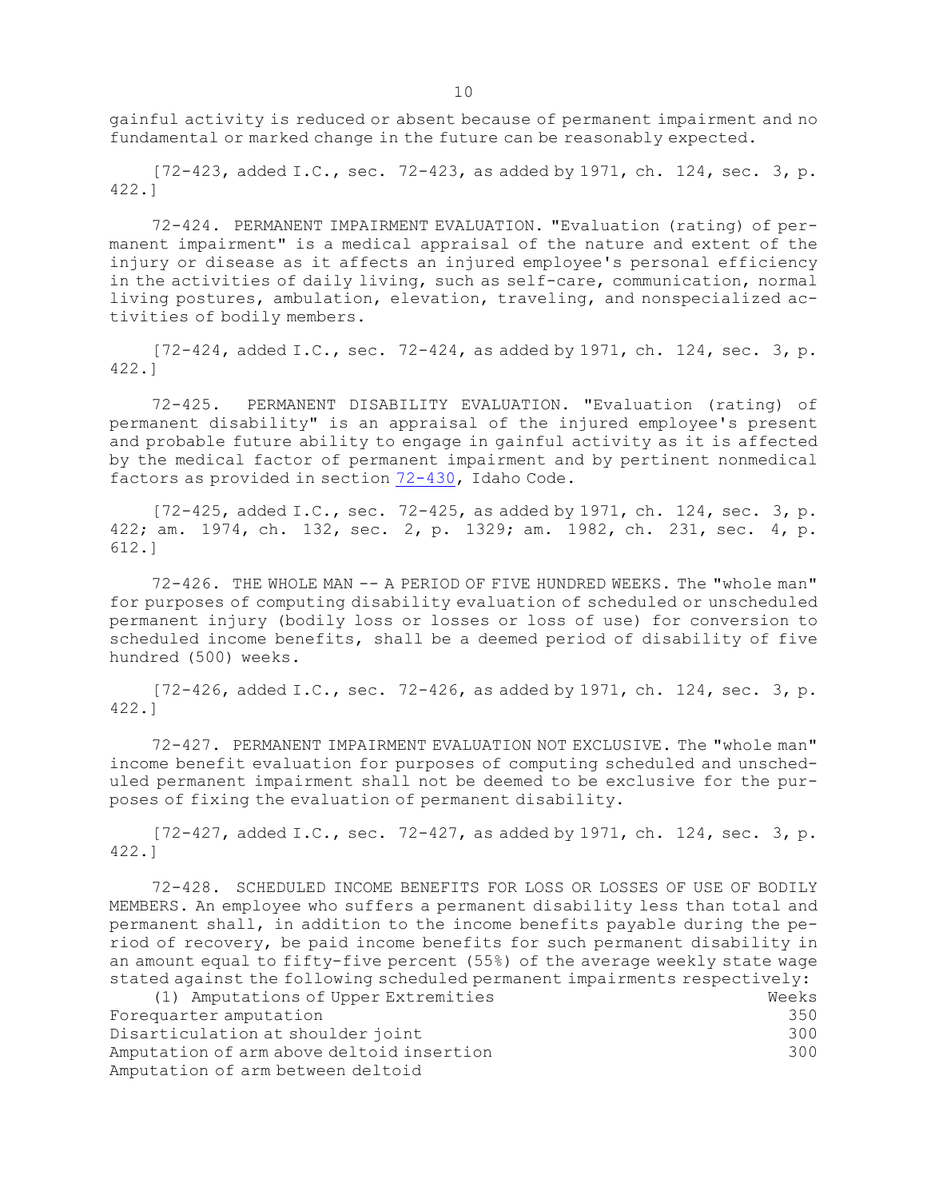gainful activity is reduced or absent because of permanent impairment and no fundamental or marked change in the future can be reasonably expected.

[72-423, added I.C., sec. 72-423, as added by 1971, ch. 124, sec. 3, p. 422.]

72-424. PERMANENT IMPAIRMENT EVALUATION. "Evaluation (rating) of permanent impairment" is a medical appraisal of the nature and extent of the injury or disease as it affects an injured employee's personal efficiency in the activities of daily living, such as self-care, communication, normal living postures, ambulation, elevation, traveling, and nonspecialized activities of bodily members.

[72-424, added I.C., sec. 72-424, as added by 1971, ch. 124, sec. 3, p. 422.]

72-425. PERMANENT DISABILITY EVALUATION. "Evaluation (rating) of permanent disability" is an appraisal of the injured employee's present and probable future ability to engage in gainful activity as it is affected by the medical factor of permanent impairment and by pertinent nonmedical factors as provided in section 72-430, Idaho Code.

[72-425, added I.C., sec. 72-425, as added by 1971, ch. 124, sec. 3, p. 422; am. 1974, ch. 132, sec. 2, p. 1329; am. 1982, ch. 231, sec. 4, p. 612.]

72-426. THE WHOLE MAN -- A PERIOD OF FIVE HUNDRED WEEKS. The "whole man" for purposes of computing disability evaluation of scheduled or unscheduled permanent injury (bodily loss or losses or loss of use) for conversion to scheduled income benefits, shall be a deemed period of disability of five hundred (500) weeks.

[72-426, added I.C., sec. 72-426, as added by 1971, ch. 124, sec. 3, p. 422.]

72-427. PERMANENT IMPAIRMENT EVALUATION NOT EXCLUSIVE. The "whole man" income benefit evaluation for purposes of computing scheduled and unscheduled permanent impairment shall not be deemed to be exclusive for the purposes of fixing the evaluation of permanent disability.

[72-427, added I.C., sec. 72-427, as added by 1971, ch. 124, sec. 3, p. 422.]

72-428. SCHEDULED INCOME BENEFITS FOR LOSS OR LOSSES OF USE OF BODILY MEMBERS. An employee who suffers a permanent disability less than total and permanent shall, in addition to the income benefits payable during the period of recovery, be paid income benefits for such permanent disability in an amount equal to fifty-five percent (55%) of the average weekly state wage stated against the following scheduled permanent impairments respectively:

| (1) Amputations of Upper Extremities | Weeks |
|---|---|
| Forequarter amputation | 350 |
| Disarticulation at shoulder joint | 300 |
| Amputation of arm above deltoid insertion | 300 |
| Amputation of arm between deltoid | |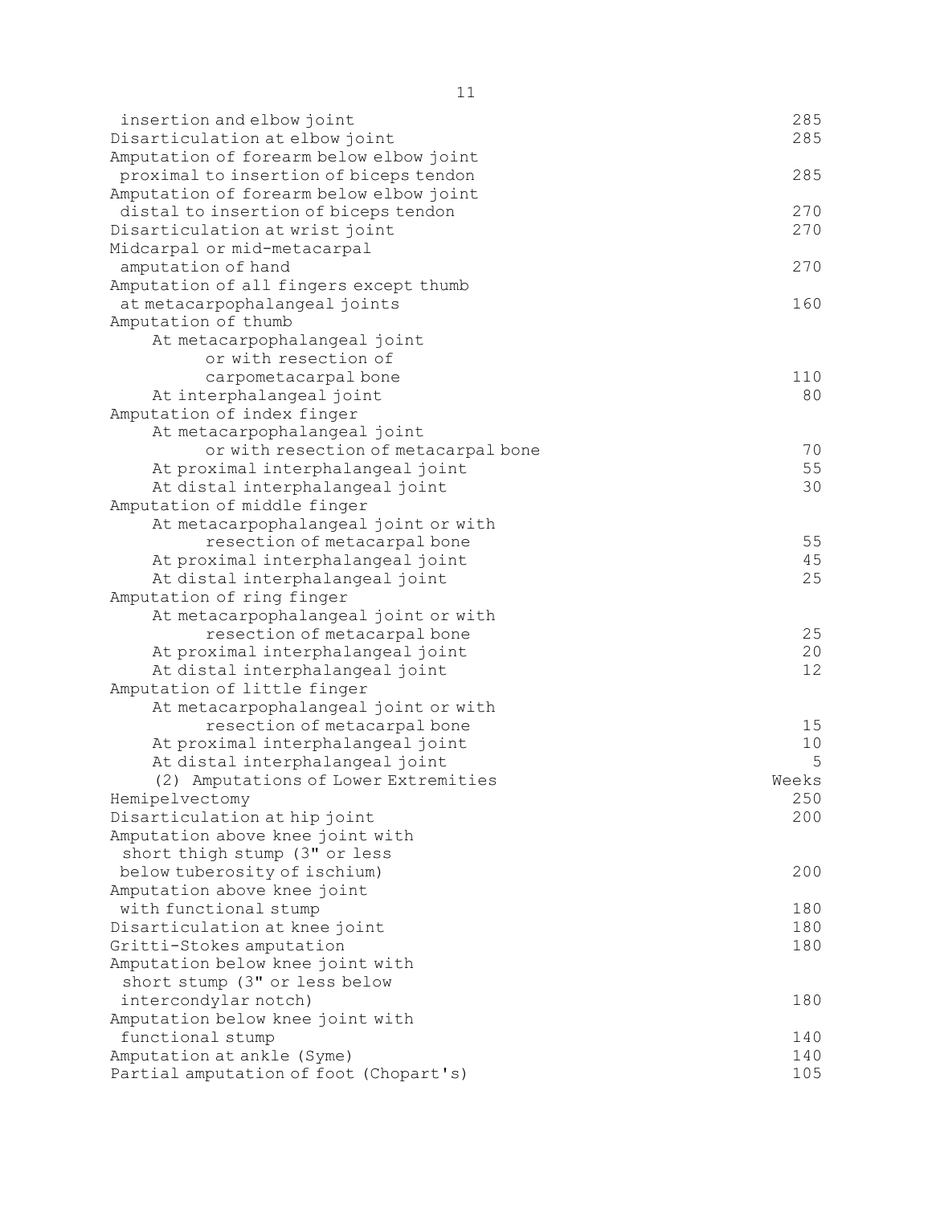| | |
|---|---|
| insertion and elbow joint | 285 |
| Disarticulation at elbow joint | 285 |
| Amputation of forearm below elbow joint proximal to insertion of biceps tendon | 285 |
| Amputation of forearm below elbow joint distal to insertion of biceps tendon | 270 |
| Disarticulation at wrist joint | 270 |
| Midcarpal or mid-metacarpal amputation of hand | 270 |
| Amputation of all fingers except thumb at metacarpophalangeal joints | 160 |
| Amputation of thumb | |
| At metacarpophalangeal joint or with resection of carpometacarpal bone | 110 |
| At interphalangeal joint | 80 |
| Amputation of index finger | |
| At metacarpophalangeal joint or with resection of metacarpal bone | 70 |
| At proximal interphalangeal joint | 55 |
| At distal interphalangeal joint | 30 |
| Amputation of middle finger | |
| At metacarpophalangeal joint or with resection of metacarpal bone | 55 |
| At proximal interphalangeal joint | 45 |
| At distal interphalangeal joint | 25 |
| Amputation of ring finger | |
| At metacarpophalangeal joint or with resection of metacarpal bone | 25 |
| At proximal interphalangeal joint | 20 |
| At distal interphalangeal joint | 12 |
| Amputation of little finger | |
| At metacarpophalangeal joint or with resection of metacarpal bone | 15 |
| At proximal interphalangeal joint | 10 |
| At distal interphalangeal joint | 5 |

| (2) Amputations of Lower Extremities | Weeks |
|---|---|
| Hemipelvectomy | 250 |
| Disarticulation at hip joint | 200 |
| Amputation above knee joint with short thigh stump (3" or less below tuberosity of ischium) | 200 |
| Amputation above knee joint with functional stump | 180 |
| Disarticulation at knee joint | 180 |
| Gritti-Stokes amputation | 180 |
| Amputation below knee joint with short stump (3" or less below intercondylar notch) | 180 |
| Amputation below knee joint with functional stump | 140 |
| Amputation at ankle (Syme) | 140 |
| Partial amputation of foot (Chopart's) | 105 |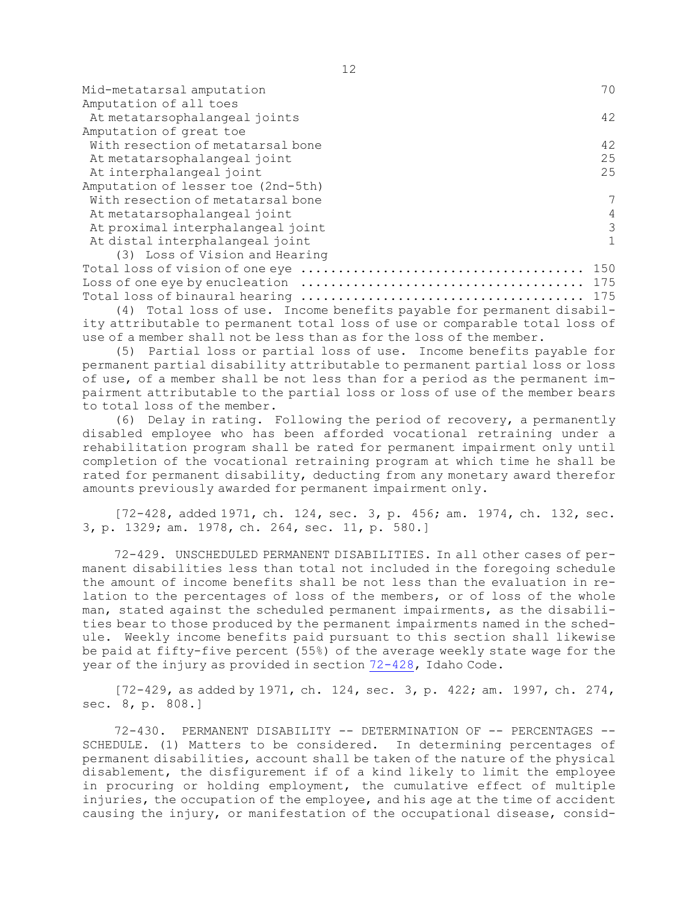| | |
|---|---|
| Mid-metatarsal amputation | 70 |
| Amputation of all toes | |
| At metatarsophalangeal joints | 42 |
| Amputation of great toe | |
| With resection of metatarsal bone | 42 |
| At metatarsophalangeal joint | 25 |
| At interphalangeal joint | 25 |
| Amputation of lesser toe (2nd-5th) | |
| With resection of metatarsal bone | 7 |
| At metatarsophalangeal joint | 4 |
| At proximal interphalangeal joint | 3 |
| At distal interphalangeal joint | 1 |

(3) Loss of Vision and Hearing

| | |
|---|---|
| Total loss of vision of one eye | 150 |
| Loss of one eye by enucleation | 175 |
| Total loss of binaural hearing | 175 |

(4) Total loss of use. Income benefits payable for permanent disability attributable to permanent total loss of use or comparable total loss of use of a member shall not be less than as for the loss of the member.

(5) Partial loss or partial loss of use. Income benefits payable for permanent partial disability attributable to permanent partial loss or loss of use, of a member shall be not less than for a period as the permanent impairment attributable to the partial loss or loss of use of the member bears to total loss of the member.

(6) Delay in rating. Following the period of recovery, a permanently disabled employee who has been afforded vocational retraining under a rehabilitation program shall be rated for permanent impairment only until completion of the vocational retraining program at which time he shall be rated for permanent disability, deducting from any monetary award therefor amounts previously awarded for permanent impairment only.

[72-428, added 1971, ch. 124, sec. 3, p. 456; am. 1974, ch. 132, sec. 3, p. 1329; am. 1978, ch. 264, sec. 11, p. 580.]

72-429. UNSCHEDULED PERMANENT DISABILITIES. In all other cases of permanent disabilities less than total not included in the foregoing schedule the amount of income benefits shall be not less than the evaluation in relation to the percentages of loss of the members, or of loss of the whole man, stated against the scheduled permanent impairments, as the disabilities bear to those produced by the permanent impairments named in the schedule. Weekly income benefits paid pursuant to this section shall likewise be paid at fifty-five percent (55%) of the average weekly state wage for the year of the injury as provided in section 72-428, Idaho Code.

[72-429, as added by 1971, ch. 124, sec. 3, p. 422; am. 1997, ch. 274, sec. 8, p. 808.]

72-430. PERMANENT DISABILITY -- DETERMINATION OF -- PERCENTAGES -- SCHEDULE. (1) Matters to be considered. In determining percentages of permanent disabilities, account shall be taken of the nature of the physical disablement, the disfigurement if of a kind likely to limit the employee in procuring or holding employment, the cumulative effect of multiple injuries, the occupation of the employee, and his age at the time of accident causing the injury, or manifestation of the occupational disease, consid-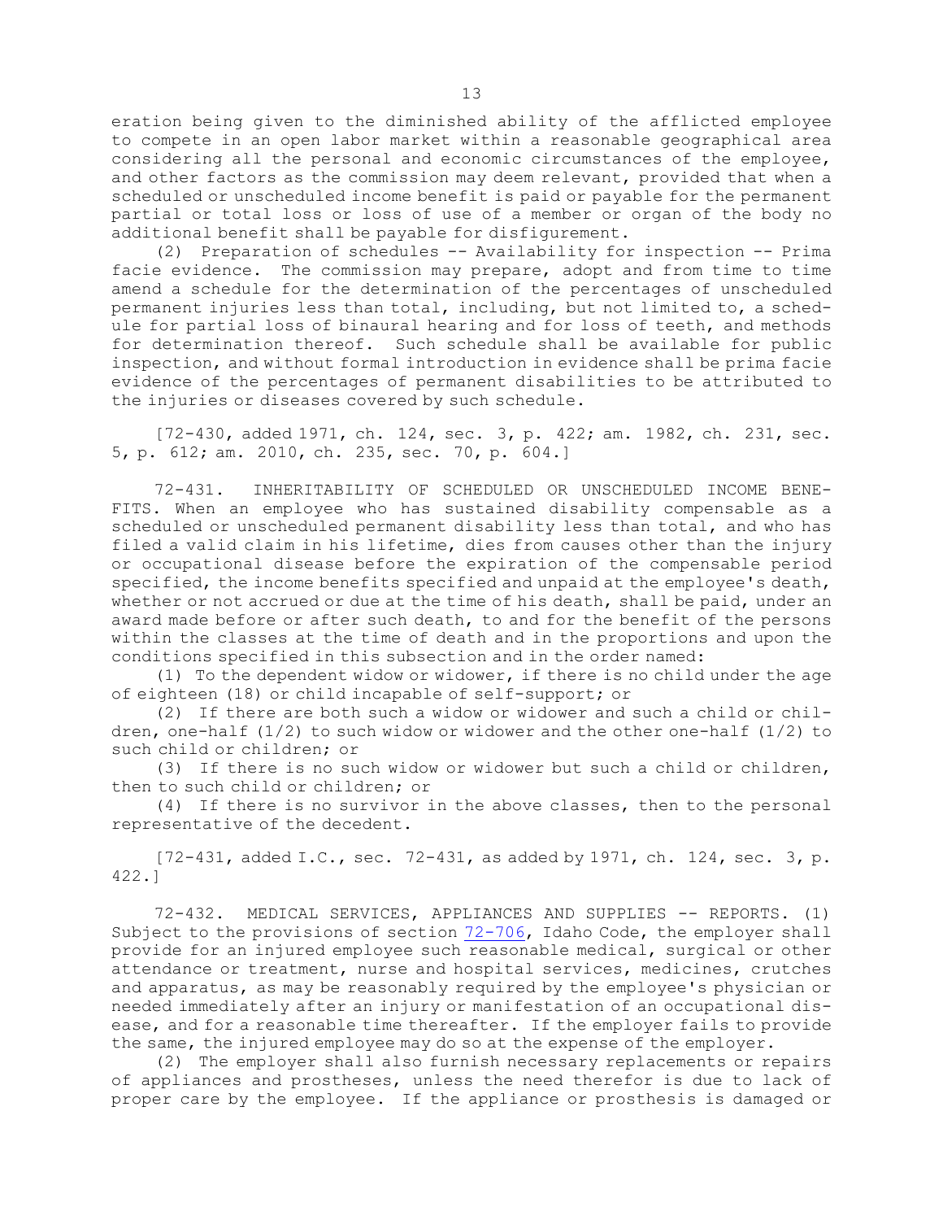eration being given to the diminished ability of the afflicted employee to compete in an open labor market within a reasonable geographical area considering all the personal and economic circumstances of the employee, and other factors as the commission may deem relevant, provided that when a scheduled or unscheduled income benefit is paid or payable for the permanent partial or total loss or loss of use of a member or organ of the body no additional benefit shall be payable for disfigurement.

(2) Preparation of schedules -- Availability for inspection -- Prima facie evidence. The commission may prepare, adopt and from time to time amend a schedule for the determination of the percentages of unscheduled permanent injuries less than total, including, but not limited to, a schedule for partial loss of binaural hearing and for loss of teeth, and methods for determination thereof. Such schedule shall be available for public inspection, and without formal introduction in evidence shall be prima facie evidence of the percentages of permanent disabilities to be attributed to the injuries or diseases covered by such schedule.

[72-430, added 1971, ch. 124, sec. 3, p. 422; am. 1982, ch. 231, sec. 5, p. 612; am. 2010, ch. 235, sec. 70, p. 604.]

72-431. INHERITABILITY OF SCHEDULED OR UNSCHEDULED INCOME BENEFITS. When an employee who has sustained disability compensable as a scheduled or unscheduled permanent disability less than total, and who has filed a valid claim in his lifetime, dies from causes other than the injury or occupational disease before the expiration of the compensable period specified, the income benefits specified and unpaid at the employee's death, whether or not accrued or due at the time of his death, shall be paid, under an award made before or after such death, to and for the benefit of the persons within the classes at the time of death and in the proportions and upon the conditions specified in this subsection and in the order named:

(1) To the dependent widow or widower, if there is no child under the age of eighteen (18) or child incapable of self-support; or

(2) If there are both such a widow or widower and such a child or children, one-half (1/2) to such widow or widower and the other one-half (1/2) to such child or children; or

(3) If there is no such widow or widower but such a child or children, then to such child or children; or

(4) If there is no survivor in the above classes, then to the personal representative of the decedent.

[72-431, added I.C., sec. 72-431, as added by 1971, ch. 124, sec. 3, p. 422.]

72-432. MEDICAL SERVICES, APPLIANCES AND SUPPLIES -- REPORTS. (1) Subject to the provisions of section 72-706, Idaho Code, the employer shall provide for an injured employee such reasonable medical, surgical or other attendance or treatment, nurse and hospital services, medicines, crutches and apparatus, as may be reasonably required by the employee's physician or needed immediately after an injury or manifestation of an occupational disease, and for a reasonable time thereafter. If the employer fails to provide the same, the injured employee may do so at the expense of the employer.

(2) The employer shall also furnish necessary replacements or repairs of appliances and prostheses, unless the need therefor is due to lack of proper care by the employee. If the appliance or prosthesis is damaged or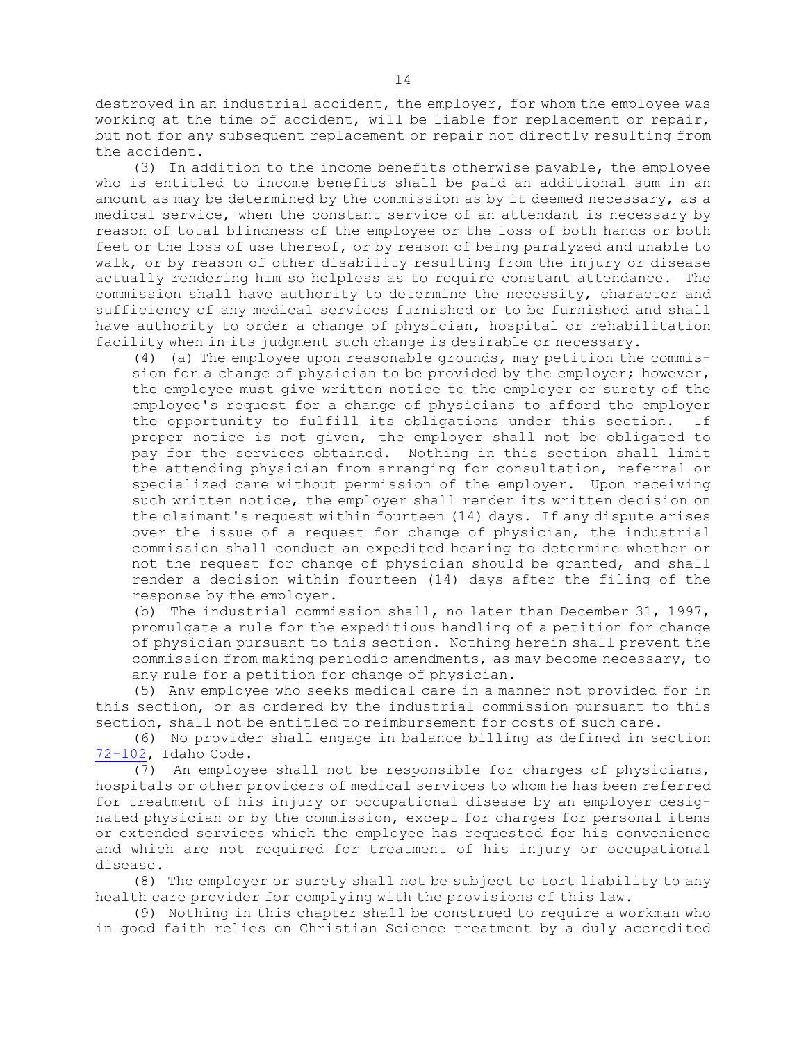destroyed in an industrial accident, the employer, for whom the employee was working at the time of accident, will be liable for replacement or repair, but not for any subsequent replacement or repair not directly resulting from the accident.

(3) In addition to the income benefits otherwise payable, the employee who is entitled to income benefits shall be paid an additional sum in an amount as may be determined by the commission as by it deemed necessary, as a medical service, when the constant service of an attendant is necessary by reason of total blindness of the employee or the loss of both hands or both feet or the loss of use thereof, or by reason of being paralyzed and unable to walk, or by reason of other disability resulting from the injury or disease actually rendering him so helpless as to require constant attendance. The commission shall have authority to determine the necessity, character and sufficiency of any medical services furnished or to be furnished and shall have authority to order a change of physician, hospital or rehabilitation facility when in its judgment such change is desirable or necessary.

(4) (a) The employee upon reasonable grounds, may petition the commission for a change of physician to be provided by the employer; however, the employee must give written notice to the employer or surety of the employee's request for a change of physicians to afford the employer the opportunity to fulfill its obligations under this section. If proper notice is not given, the employer shall not be obligated to pay for the services obtained. Nothing in this section shall limit the attending physician from arranging for consultation, referral or specialized care without permission of the employer. Upon receiving such written notice, the employer shall render its written decision on the claimant's request within fourteen (14) days. If any dispute arises over the issue of a request for change of physician, the industrial commission shall conduct an expedited hearing to determine whether or not the request for change of physician should be granted, and shall render a decision within fourteen (14) days after the filing of the response by the employer.

(b) The industrial commission shall, no later than December 31, 1997, promulgate a rule for the expeditious handling of a petition for change of physician pursuant to this section. Nothing herein shall prevent the commission from making periodic amendments, as may become necessary, to any rule for a petition for change of physician.

(5) Any employee who seeks medical care in a manner not provided for in this section, or as ordered by the industrial commission pursuant to this section, shall not be entitled to reimbursement for costs of such care.

(6) No provider shall engage in balance billing as defined in section 72-102, Idaho Code.

(7) An employee shall not be responsible for charges of physicians, hospitals or other providers of medical services to whom he has been referred for treatment of his injury or occupational disease by an employer designated physician or by the commission, except for charges for personal items or extended services which the employee has requested for his convenience and which are not required for treatment of his injury or occupational disease.

(8) The employer or surety shall not be subject to tort liability to any health care provider for complying with the provisions of this law.

(9) Nothing in this chapter shall be construed to require a workman who in good faith relies on Christian Science treatment by a duly accredited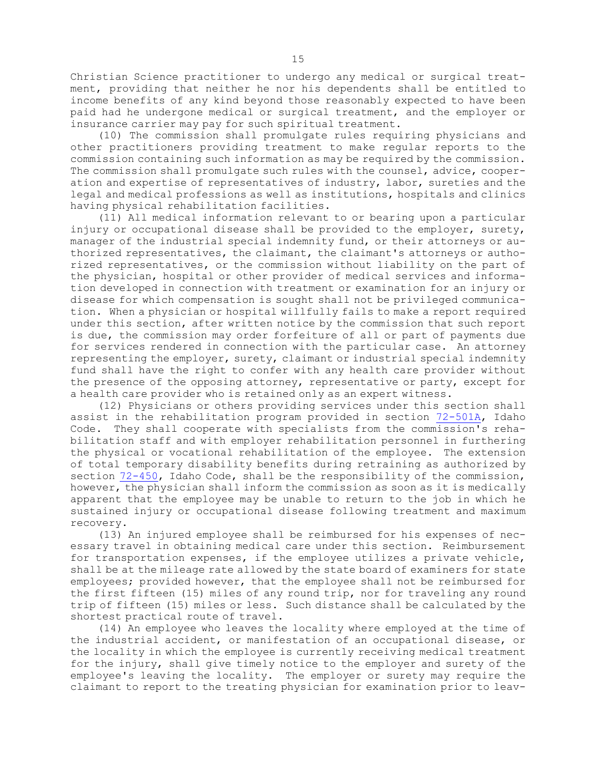Christian Science practitioner to undergo any medical or surgical treatment, providing that neither he nor his dependents shall be entitled to income benefits of any kind beyond those reasonably expected to have been paid had he undergone medical or surgical treatment, and the employer or insurance carrier may pay for such spiritual treatment.

(10) The commission shall promulgate rules requiring physicians and other practitioners providing treatment to make regular reports to the commission containing such information as may be required by the commission. The commission shall promulgate such rules with the counsel, advice, cooperation and expertise of representatives of industry, labor, sureties and the legal and medical professions as well as institutions, hospitals and clinics having physical rehabilitation facilities.

(11) All medical information relevant to or bearing upon a particular injury or occupational disease shall be provided to the employer, surety, manager of the industrial special indemnity fund, or their attorneys or authorized representatives, the claimant, the claimant's attorneys or authorized representatives, or the commission without liability on the part of the physician, hospital or other provider of medical services and information developed in connection with treatment or examination for an injury or disease for which compensation is sought shall not be privileged communication. When a physician or hospital willfully fails to make a report required under this section, after written notice by the commission that such report is due, the commission may order forfeiture of all or part of payments due for services rendered in connection with the particular case. An attorney representing the employer, surety, claimant or industrial special indemnity fund shall have the right to confer with any health care provider without the presence of the opposing attorney, representative or party, except for a health care provider who is retained only as an expert witness.

(12) Physicians or others providing services under this section shall assist in the rehabilitation program provided in section 72-501A, Idaho Code. They shall cooperate with specialists from the commission's rehabilitation staff and with employer rehabilitation personnel in furthering the physical or vocational rehabilitation of the employee. The extension of total temporary disability benefits during retraining as authorized by section 72-450, Idaho Code, shall be the responsibility of the commission, however, the physician shall inform the commission as soon as it is medically apparent that the employee may be unable to return to the job in which he sustained injury or occupational disease following treatment and maximum recovery.

(13) An injured employee shall be reimbursed for his expenses of necessary travel in obtaining medical care under this section. Reimbursement for transportation expenses, if the employee utilizes a private vehicle, shall be at the mileage rate allowed by the state board of examiners for state employees; provided however, that the employee shall not be reimbursed for the first fifteen (15) miles of any round trip, nor for traveling any round trip of fifteen (15) miles or less. Such distance shall be calculated by the shortest practical route of travel.

(14) An employee who leaves the locality where employed at the time of the industrial accident, or manifestation of an occupational disease, or the locality in which the employee is currently receiving medical treatment for the injury, shall give timely notice to the employer and surety of the employee's leaving the locality. The employer or surety may require the claimant to report to the treating physician for examination prior to leav-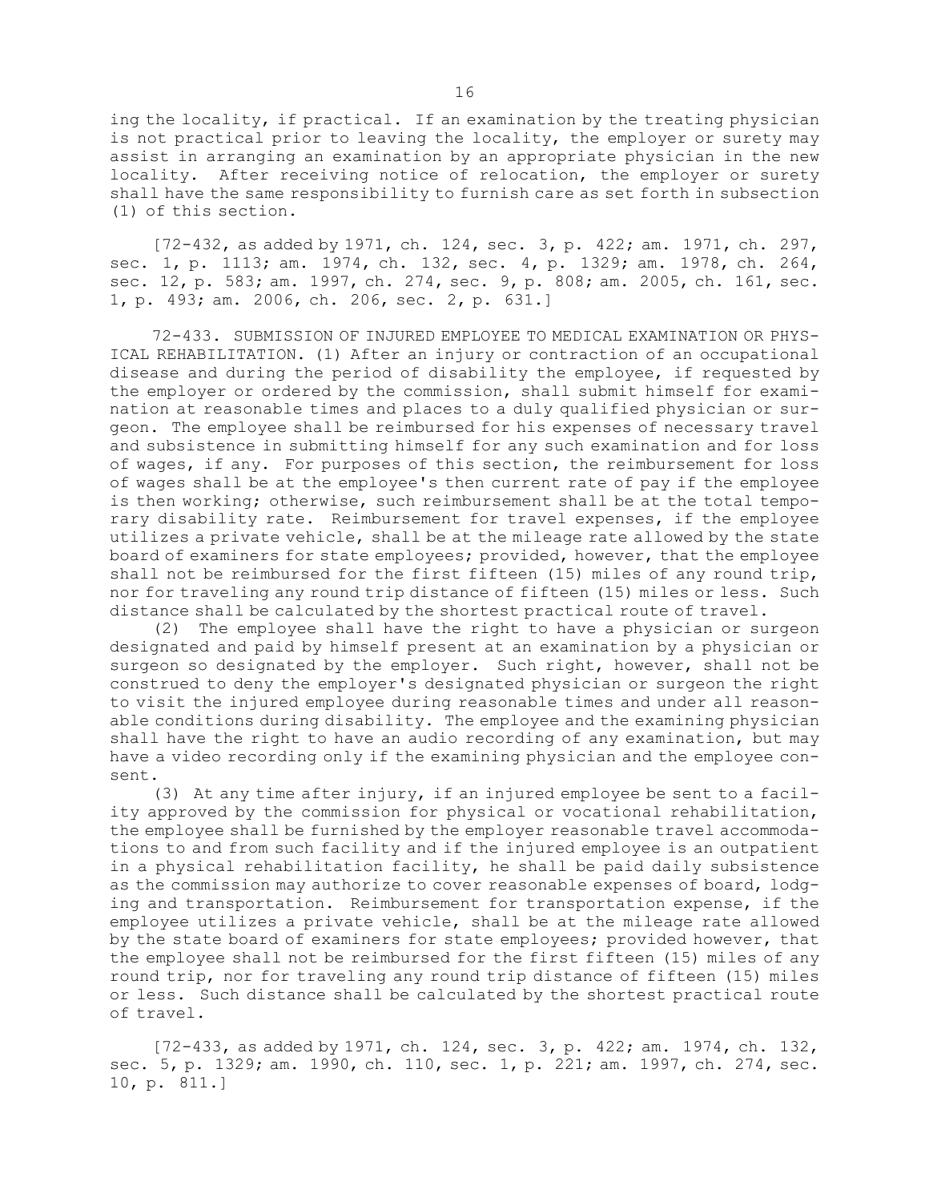ing the locality, if practical. If an examination by the treating physician is not practical prior to leaving the locality, the employer or surety may assist in arranging an examination by an appropriate physician in the new locality. After receiving notice of relocation, the employer or surety shall have the same responsibility to furnish care as set forth in subsection (1) of this section.

[72-432, as added by 1971, ch. 124, sec. 3, p. 422; am. 1971, ch. 297, sec. 1, p. 1113; am. 1974, ch. 132, sec. 4, p. 1329; am. 1978, ch. 264, sec. 12, p. 583; am. 1997, ch. 274, sec. 9, p. 808; am. 2005, ch. 161, sec. 1, p. 493; am. 2006, ch. 206, sec. 2, p. 631.]

72-433. SUBMISSION OF INJURED EMPLOYEE TO MEDICAL EXAMINATION OR PHYSICAL REHABILITATION. (1) After an injury or contraction of an occupational disease and during the period of disability the employee, if requested by the employer or ordered by the commission, shall submit himself for examination at reasonable times and places to a duly qualified physician or surgeon. The employee shall be reimbursed for his expenses of necessary travel and subsistence in submitting himself for any such examination and for loss of wages, if any. For purposes of this section, the reimbursement for loss of wages shall be at the employee's then current rate of pay if the employee is then working; otherwise, such reimbursement shall be at the total temporary disability rate. Reimbursement for travel expenses, if the employee utilizes a private vehicle, shall be at the mileage rate allowed by the state board of examiners for state employees; provided, however, that the employee shall not be reimbursed for the first fifteen (15) miles of any round trip, nor for traveling any round trip distance of fifteen (15) miles or less. Such distance shall be calculated by the shortest practical route of travel.

(2) The employee shall have the right to have a physician or surgeon designated and paid by himself present at an examination by a physician or surgeon so designated by the employer. Such right, however, shall not be construed to deny the employer's designated physician or surgeon the right to visit the injured employee during reasonable times and under all reasonable conditions during disability. The employee and the examining physician shall have the right to have an audio recording of any examination, but may have a video recording only if the examining physician and the employee consent.

(3) At any time after injury, if an injured employee be sent to a facility approved by the commission for physical or vocational rehabilitation, the employee shall be furnished by the employer reasonable travel accommodations to and from such facility and if the injured employee is an outpatient in a physical rehabilitation facility, he shall be paid daily subsistence as the commission may authorize to cover reasonable expenses of board, lodging and transportation. Reimbursement for transportation expense, if the employee utilizes a private vehicle, shall be at the mileage rate allowed by the state board of examiners for state employees; provided however, that the employee shall not be reimbursed for the first fifteen (15) miles of any round trip, nor for traveling any round trip distance of fifteen (15) miles or less. Such distance shall be calculated by the shortest practical route of travel.

[72-433, as added by 1971, ch. 124, sec. 3, p. 422; am. 1974, ch. 132, sec. 5, p. 1329; am. 1990, ch. 110, sec. 1, p. 221; am. 1997, ch. 274, sec. 10, p. 811.]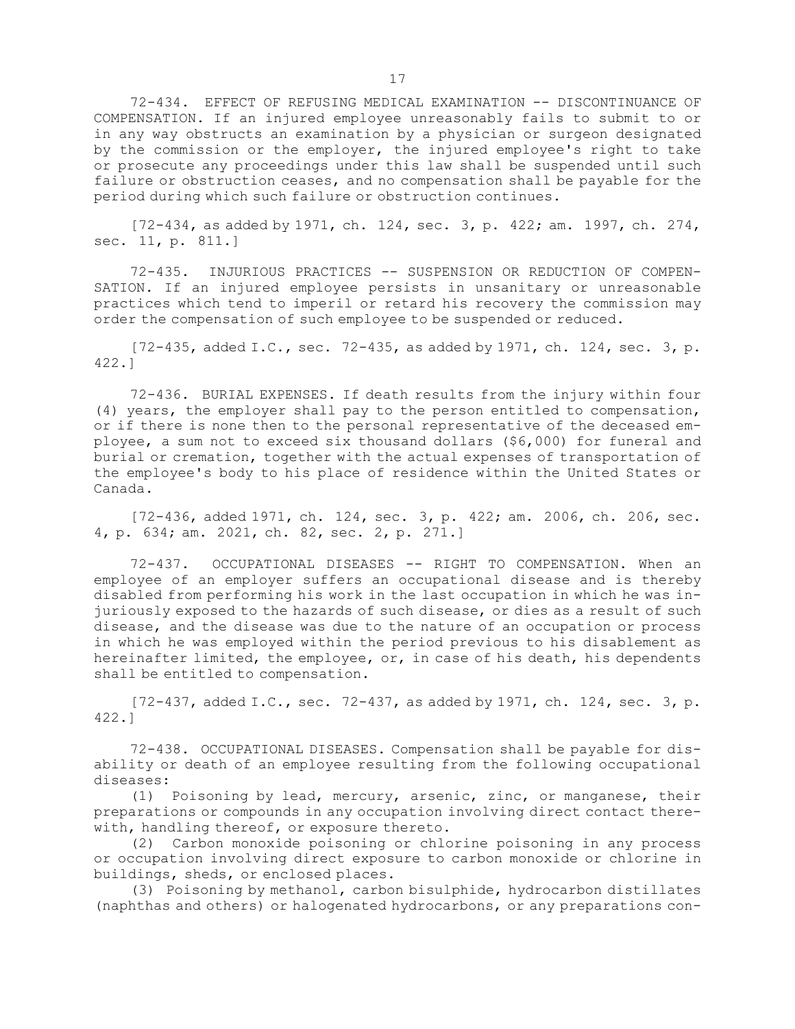72-434. EFFECT OF REFUSING MEDICAL EXAMINATION -- DISCONTINUANCE OF COMPENSATION. If an injured employee unreasonably fails to submit to or in any way obstructs an examination by a physician or surgeon designated by the commission or the employer, the injured employee's right to take or prosecute any proceedings under this law shall be suspended until such failure or obstruction ceases, and no compensation shall be payable for the period during which such failure or obstruction continues.

[72-434, as added by 1971, ch. 124, sec. 3, p. 422; am. 1997, ch. 274, sec. 11, p. 811.]

72-435. INJURIOUS PRACTICES -- SUSPENSION OR REDUCTION OF COMPENSATION. If an injured employee persists in unsanitary or unreasonable practices which tend to imperil or retard his recovery the commission may order the compensation of such employee to be suspended or reduced.

[72-435, added I.C., sec. 72-435, as added by 1971, ch. 124, sec. 3, p. 422.]

72-436. BURIAL EXPENSES. If death results from the injury within four (4) years, the employer shall pay to the person entitled to compensation, or if there is none then to the personal representative of the deceased employee, a sum not to exceed six thousand dollars ($6,000) for funeral and burial or cremation, together with the actual expenses of transportation of the employee's body to his place of residence within the United States or Canada.

[72-436, added 1971, ch. 124, sec. 3, p. 422; am. 2006, ch. 206, sec. 4, p. 634; am. 2021, ch. 82, sec. 2, p. 271.]

72-437. OCCUPATIONAL DISEASES -- RIGHT TO COMPENSATION. When an employee of an employer suffers an occupational disease and is thereby disabled from performing his work in the last occupation in which he was injuriously exposed to the hazards of such disease, or dies as a result of such disease, and the disease was due to the nature of an occupation or process in which he was employed within the period previous to his disablement as hereinafter limited, the employee, or, in case of his death, his dependents shall be entitled to compensation.

[72-437, added I.C., sec. 72-437, as added by 1971, ch. 124, sec. 3, p. 422.]

72-438. OCCUPATIONAL DISEASES. Compensation shall be payable for disability or death of an employee resulting from the following occupational diseases:

(1) Poisoning by lead, mercury, arsenic, zinc, or manganese, their preparations or compounds in any occupation involving direct contact therewith, handling thereof, or exposure thereto.

(2) Carbon monoxide poisoning or chlorine poisoning in any process or occupation involving direct exposure to carbon monoxide or chlorine in buildings, sheds, or enclosed places.

(3) Poisoning by methanol, carbon bisulphide, hydrocarbon distillates (naphthas and others) or halogenated hydrocarbons, or any preparations con-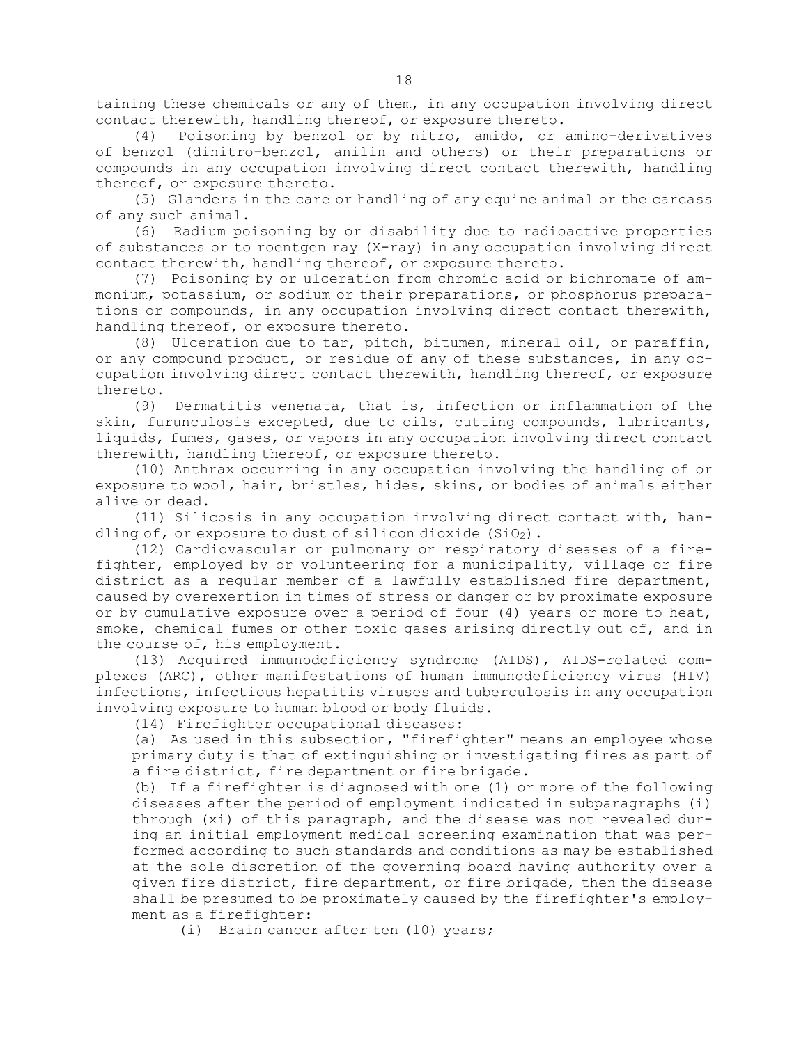taining these chemicals or any of them, in any occupation involving direct contact therewith, handling thereof, or exposure thereto.

(4) Poisoning by benzol or by nitro, amido, or amino-derivatives of benzol (dinitro-benzol, anilin and others) or their preparations or compounds in any occupation involving direct contact therewith, handling thereof, or exposure thereto.

(5) Glanders in the care or handling of any equine animal or the carcass of any such animal.

(6) Radium poisoning by or disability due to radioactive properties of substances or to roentgen ray (X-ray) in any occupation involving direct contact therewith, handling thereof, or exposure thereto.

(7) Poisoning by or ulceration from chromic acid or bichromate of ammonium, potassium, or sodium or their preparations, or phosphorus preparations or compounds, in any occupation involving direct contact therewith, handling thereof, or exposure thereto.

(8) Ulceration due to tar, pitch, bitumen, mineral oil, or paraffin, or any compound product, or residue of any of these substances, in any occupation involving direct contact therewith, handling thereof, or exposure thereto.

(9) Dermatitis venenata, that is, infection or inflammation of the skin, furunculosis excepted, due to oils, cutting compounds, lubricants, liquids, fumes, gases, or vapors in any occupation involving direct contact therewith, handling thereof, or exposure thereto.

(10) Anthrax occurring in any occupation involving the handling of or exposure to wool, hair, bristles, hides, skins, or bodies of animals either alive or dead.

(11) Silicosis in any occupation involving direct contact with, handling of, or exposure to dust of silicon dioxide ($SiO_2$).

(12) Cardiovascular or pulmonary or respiratory diseases of a firefighter, employed by or volunteering for a municipality, village or fire district as a regular member of a lawfully established fire department, caused by overexertion in times of stress or danger or by proximate exposure or by cumulative exposure over a period of four (4) years or more to heat, smoke, chemical fumes or other toxic gases arising directly out of, and in the course of, his employment.

(13) Acquired immunodeficiency syndrome (AIDS), AIDS-related complexes (ARC), other manifestations of human immunodeficiency virus (HIV) infections, infectious hepatitis viruses and tuberculosis in any occupation involving exposure to human blood or body fluids.

(14) Firefighter occupational diseases:

(a) As used in this subsection, "firefighter" means an employee whose primary duty is that of extinguishing or investigating fires as part of a fire district, fire department or fire brigade.

(b) If a firefighter is diagnosed with one (1) or more of the following diseases after the period of employment indicated in subparagraphs (i) through (xi) of this paragraph, and the disease was not revealed during an initial employment medical screening examination that was performed according to such standards and conditions as may be established at the sole discretion of the governing board having authority over a given fire district, fire department, or fire brigade, then the disease shall be presumed to be proximately caused by the firefighter's employment as a firefighter:

(i) Brain cancer after ten (10) years;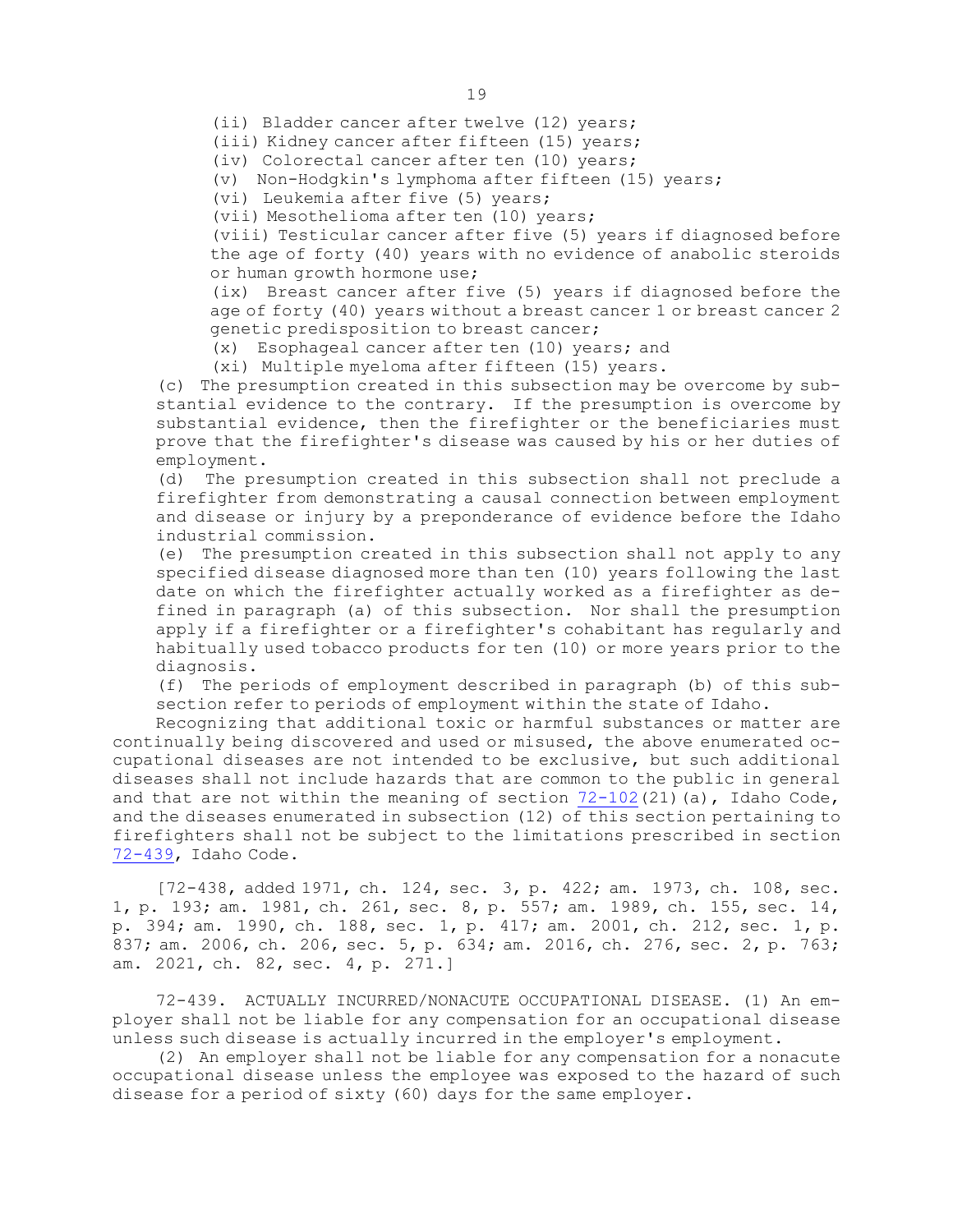(ii) Bladder cancer after twelve (12) years;

(iii) Kidney cancer after fifteen (15) years;

(iv) Colorectal cancer after ten (10) years;

(v) Non-Hodgkin's lymphoma after fifteen (15) years;

(vi) Leukemia after five (5) years;

(vii) Mesothelioma after ten (10) years;

(viii) Testicular cancer after five (5) years if diagnosed before the age of forty (40) years with no evidence of anabolic steroids or human growth hormone use;

(ix) Breast cancer after five (5) years if diagnosed before the age of forty (40) years without a breast cancer 1 or breast cancer 2 genetic predisposition to breast cancer;

(x) Esophageal cancer after ten (10) years; and

(xi) Multiple myeloma after fifteen (15) years.

(c) The presumption created in this subsection may be overcome by substantial evidence to the contrary. If the presumption is overcome by substantial evidence, then the firefighter or the beneficiaries must prove that the firefighter's disease was caused by his or her duties of employment.

(d) The presumption created in this subsection shall not preclude a firefighter from demonstrating a causal connection between employment and disease or injury by a preponderance of evidence before the Idaho industrial commission.

(e) The presumption created in this subsection shall not apply to any specified disease diagnosed more than ten (10) years following the last date on which the firefighter actually worked as a firefighter as defined in paragraph (a) of this subsection. Nor shall the presumption apply if a firefighter or a firefighter's cohabitant has regularly and habitually used tobacco products for ten (10) or more years prior to the diagnosis.

(f) The periods of employment described in paragraph (b) of this subsection refer to periods of employment within the state of Idaho.

Recognizing that additional toxic or harmful substances or matter are continually being discovered and used or misused, the above enumerated occupational diseases are not intended to be exclusive, but such additional diseases shall not include hazards that are common to the public in general and that are not within the meaning of section 72-102(21)(a), Idaho Code, and the diseases enumerated in subsection (12) of this section pertaining to firefighters shall not be subject to the limitations prescribed in section 72-439, Idaho Code.

[72-438, added 1971, ch. 124, sec. 3, p. 422; am. 1973, ch. 108, sec. 1, p. 193; am. 1981, ch. 261, sec. 8, p. 557; am. 1989, ch. 155, sec. 14, p. 394; am. 1990, ch. 188, sec. 1, p. 417; am. 2001, ch. 212, sec. 1, p. 837; am. 2006, ch. 206, sec. 5, p. 634; am. 2016, ch. 276, sec. 2, p. 763; am. 2021, ch. 82, sec. 4, p. 271.]

72-439. ACTUALLY INCURRED/NONACUTE OCCUPATIONAL DISEASE. (1) An employer shall not be liable for any compensation for an occupational disease unless such disease is actually incurred in the employer's employment.

(2) An employer shall not be liable for any compensation for a nonacute occupational disease unless the employee was exposed to the hazard of such disease for a period of sixty (60) days for the same employer.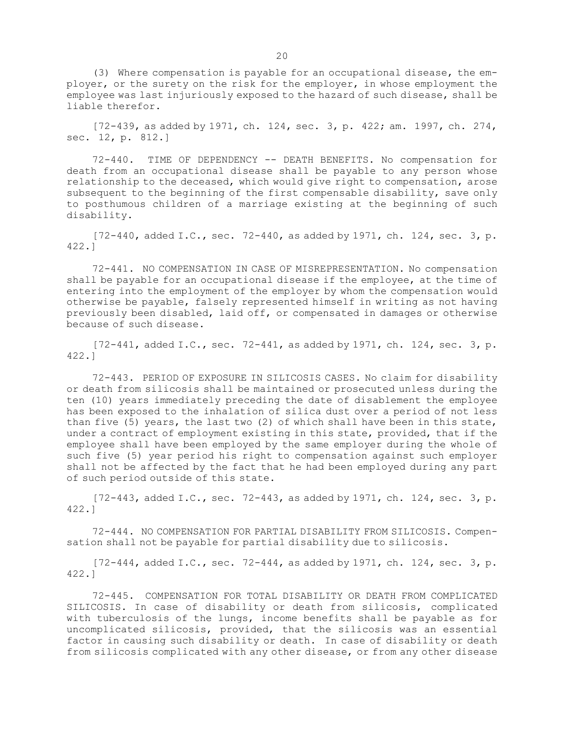(3) Where compensation is payable for an occupational disease, the employer, or the surety on the risk for the employer, in whose employment the employee was last injuriously exposed to the hazard of such disease, shall be liable therefor.

[72-439, as added by 1971, ch. 124, sec. 3, p. 422; am. 1997, ch. 274, sec. 12, p. 812.]

72-440. TIME OF DEPENDENCY -- DEATH BENEFITS. No compensation for death from an occupational disease shall be payable to any person whose relationship to the deceased, which would give right to compensation, arose subsequent to the beginning of the first compensable disability, save only to posthumous children of a marriage existing at the beginning of such disability.

[72-440, added I.C., sec. 72-440, as added by 1971, ch. 124, sec. 3, p. 422.]

72-441. NO COMPENSATION IN CASE OF MISREPRESENTATION. No compensation shall be payable for an occupational disease if the employee, at the time of entering into the employment of the employer by whom the compensation would otherwise be payable, falsely represented himself in writing as not having previously been disabled, laid off, or compensated in damages or otherwise because of such disease.

[72-441, added I.C., sec. 72-441, as added by 1971, ch. 124, sec. 3, p. 422.]

72-443. PERIOD OF EXPOSURE IN SILICOSIS CASES. No claim for disability or death from silicosis shall be maintained or prosecuted unless during the ten (10) years immediately preceding the date of disablement the employee has been exposed to the inhalation of silica dust over a period of not less than five (5) years, the last two (2) of which shall have been in this state, under a contract of employment existing in this state, provided, that if the employee shall have been employed by the same employer during the whole of such five (5) year period his right to compensation against such employer shall not be affected by the fact that he had been employed during any part of such period outside of this state.

[72-443, added I.C., sec. 72-443, as added by 1971, ch. 124, sec. 3, p. 422.]

72-444. NO COMPENSATION FOR PARTIAL DISABILITY FROM SILICOSIS. Compensation shall not be payable for partial disability due to silicosis.

[72-444, added I.C., sec. 72-444, as added by 1971, ch. 124, sec. 3, p. 422.]

72-445. COMPENSATION FOR TOTAL DISABILITY OR DEATH FROM COMPLICATED SILICOSIS. In case of disability or death from silicosis, complicated with tuberculosis of the lungs, income benefits shall be payable as for uncomplicated silicosis, provided, that the silicosis was an essential factor in causing such disability or death. In case of disability or death from silicosis complicated with any other disease, or from any other disease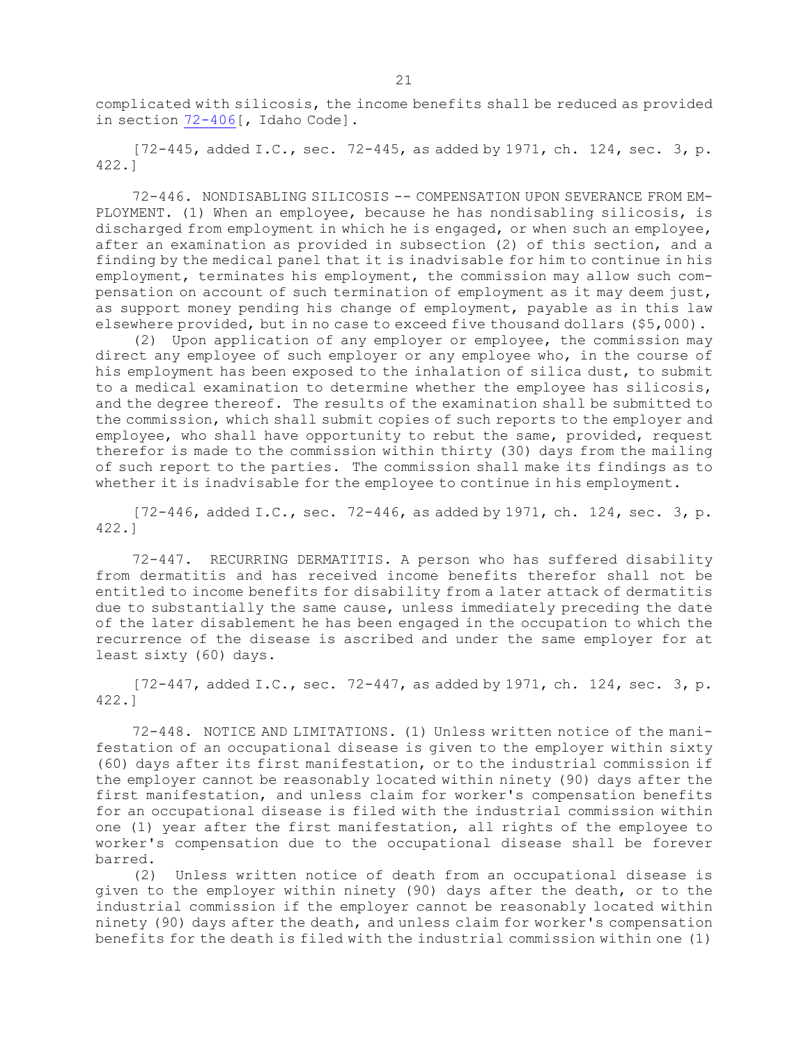complicated with silicosis, the income benefits shall be reduced as provided in section 72-406[, Idaho Code].

[72-445, added I.C., sec. 72-445, as added by 1971, ch. 124, sec. 3, p. 422.]

72-446. NONDISABLING SILICOSIS -- COMPENSATION UPON SEVERANCE FROM EMPLOYMENT. (1) When an employee, because he has nondisabling silicosis, is discharged from employment in which he is engaged, or when such an employee, after an examination as provided in subsection (2) of this section, and a finding by the medical panel that it is inadvisable for him to continue in his employment, terminates his employment, the commission may allow such compensation on account of such termination of employment as it may deem just, as support money pending his change of employment, payable as in this law elsewhere provided, but in no case to exceed five thousand dollars ($5,000).

(2) Upon application of any employer or employee, the commission may direct any employee of such employer or any employee who, in the course of his employment has been exposed to the inhalation of silica dust, to submit to a medical examination to determine whether the employee has silicosis, and the degree thereof. The results of the examination shall be submitted to the commission, which shall submit copies of such reports to the employer and employee, who shall have opportunity to rebut the same, provided, request therefor is made to the commission within thirty (30) days from the mailing of such report to the parties. The commission shall make its findings as to whether it is inadvisable for the employee to continue in his employment.

[72-446, added I.C., sec. 72-446, as added by 1971, ch. 124, sec. 3, p. 422.]

72-447. RECURRING DERMATITIS. A person who has suffered disability from dermatitis and has received income benefits therefor shall not be entitled to income benefits for disability from a later attack of dermatitis due to substantially the same cause, unless immediately preceding the date of the later disablement he has been engaged in the occupation to which the recurrence of the disease is ascribed and under the same employer for at least sixty (60) days.

[72-447, added I.C., sec. 72-447, as added by 1971, ch. 124, sec. 3, p. 422.]

72-448. NOTICE AND LIMITATIONS. (1) Unless written notice of the manifestation of an occupational disease is given to the employer within sixty (60) days after its first manifestation, or to the industrial commission if the employer cannot be reasonably located within ninety (90) days after the first manifestation, and unless claim for worker's compensation benefits for an occupational disease is filed with the industrial commission within one (1) year after the first manifestation, all rights of the employee to worker's compensation due to the occupational disease shall be forever barred.

(2) Unless written notice of death from an occupational disease is given to the employer within ninety (90) days after the death, or to the industrial commission if the employer cannot be reasonably located within ninety (90) days after the death, and unless claim for worker's compensation benefits for the death is filed with the industrial commission within one (1)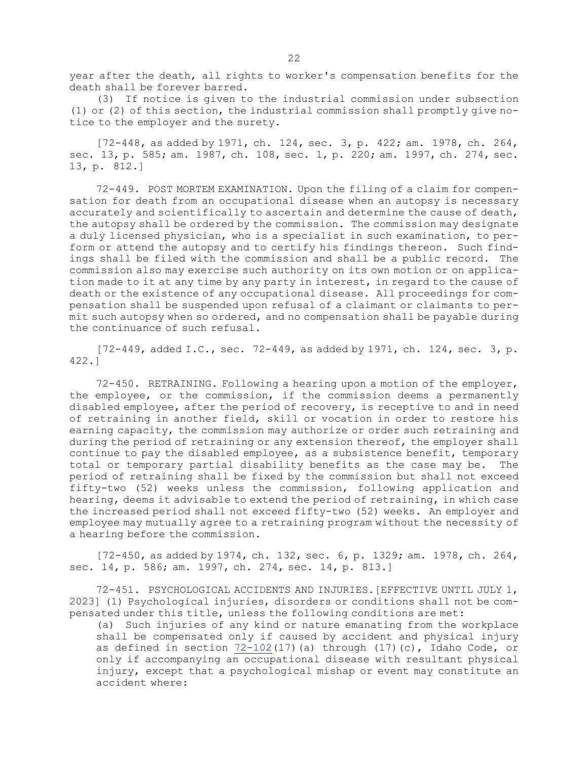year after the death, all rights to worker's compensation benefits for the death shall be forever barred.

(3) If notice is given to the industrial commission under subsection (1) or (2) of this section, the industrial commission shall promptly give notice to the employer and the surety.

[72-448, as added by 1971, ch. 124, sec. 3, p. 422; am. 1978, ch. 264, sec. 13, p. 585; am. 1987, ch. 108, sec. 1, p. 220; am. 1997, ch. 274, sec. 13, p. 812.]

72-449. POST MORTEM EXAMINATION. Upon the filing of a claim for compensation for death from an occupational disease when an autopsy is necessary accurately and scientifically to ascertain and determine the cause of death, the autopsy shall be ordered by the commission. The commission may designate a duly licensed physician, who is a specialist in such examination, to perform or attend the autopsy and to certify his findings thereon. Such findings shall be filed with the commission and shall be a public record. The commission also may exercise such authority on its own motion or on application made to it at any time by any party in interest, in regard to the cause of death or the existence of any occupational disease. All proceedings for compensation shall be suspended upon refusal of a claimant or claimants to permit such autopsy when so ordered, and no compensation shall be payable during the continuance of such refusal.

[72-449, added I.C., sec. 72-449, as added by 1971, ch. 124, sec. 3, p. 422.]

72-450. RETRAINING. Following a hearing upon a motion of the employer, the employee, or the commission, if the commission deems a permanently disabled employee, after the period of recovery, is receptive to and in need of retraining in another field, skill or vocation in order to restore his earning capacity, the commission may authorize or order such retraining and during the period of retraining or any extension thereof, the employer shall continue to pay the disabled employee, as a subsistence benefit, temporary total or temporary partial disability benefits as the case may be. The period of retraining shall be fixed by the commission but shall not exceed fifty-two (52) weeks unless the commission, following application and hearing, deems it advisable to extend the period of retraining, in which case the increased period shall not exceed fifty-two (52) weeks. An employer and employee may mutually agree to a retraining program without the necessity of a hearing before the commission.

[72-450, as added by 1974, ch. 132, sec. 6, p. 1329; am. 1978, ch. 264, sec. 14, p. 586; am. 1997, ch. 274, sec. 14, p. 813.]

72-451. PSYCHOLOGICAL ACCIDENTS AND INJURIES.[EFFECTIVE UNTIL JULY 1, 2023] (1) Psychological injuries, disorders or conditions shall not be compensated under this title, unless the following conditions are met:

(a) Such injuries of any kind or nature emanating from the workplace shall be compensated only if caused by accident and physical injury as defined in section 72-102(17)(a) through (17)(c), Idaho Code, or only if accompanying an occupational disease with resultant physical injury, except that a psychological mishap or event may constitute an accident where: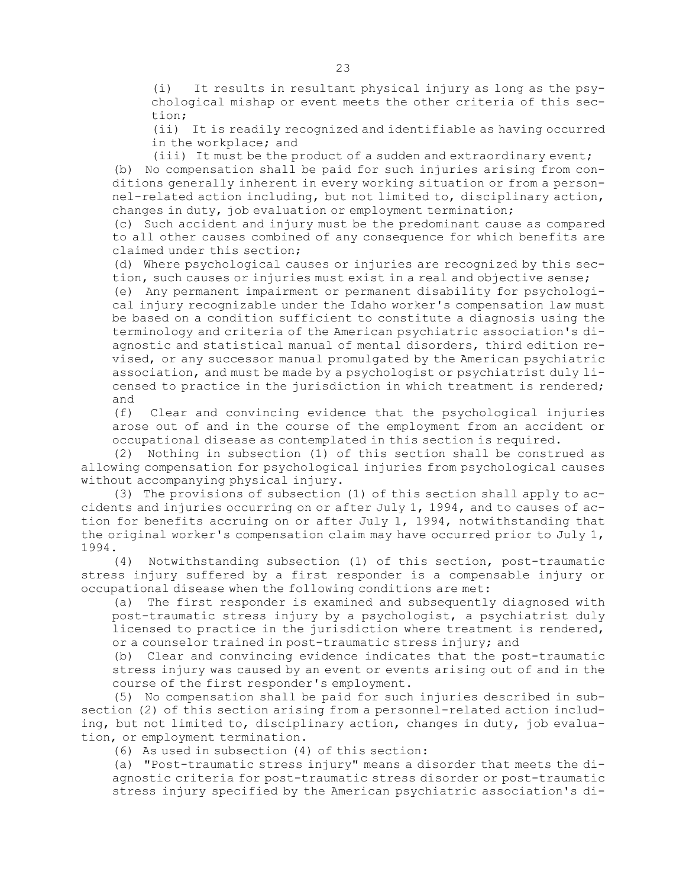(i) It results in resultant physical injury as long as the psychological mishap or event meets the other criteria of this section;

(ii) It is readily recognized and identifiable as having occurred in the workplace; and

(iii) It must be the product of a sudden and extraordinary event;

(b) No compensation shall be paid for such injuries arising from conditions generally inherent in every working situation or from a personnel-related action including, but not limited to, disciplinary action, changes in duty, job evaluation or employment termination;

(c) Such accident and injury must be the predominant cause as compared to all other causes combined of any consequence for which benefits are claimed under this section;

(d) Where psychological causes or injuries are recognized by this section, such causes or injuries must exist in a real and objective sense;

(e) Any permanent impairment or permanent disability for psychological injury recognizable under the Idaho worker's compensation law must be based on a condition sufficient to constitute a diagnosis using the terminology and criteria of the American psychiatric association's diagnostic and statistical manual of mental disorders, third edition revised, or any successor manual promulgated by the American psychiatric association, and must be made by a psychologist or psychiatrist duly licensed to practice in the jurisdiction in which treatment is rendered; and

(f) Clear and convincing evidence that the psychological injuries arose out of and in the course of the employment from an accident or occupational disease as contemplated in this section is required.

(2) Nothing in subsection (1) of this section shall be construed as allowing compensation for psychological injuries from psychological causes without accompanying physical injury.

(3) The provisions of subsection (1) of this section shall apply to accidents and injuries occurring on or after July 1, 1994, and to causes of action for benefits accruing on or after July 1, 1994, notwithstanding that the original worker's compensation claim may have occurred prior to July 1, 1994.

(4) Notwithstanding subsection (1) of this section, post-traumatic stress injury suffered by a first responder is a compensable injury or occupational disease when the following conditions are met:

(a) The first responder is examined and subsequently diagnosed with post-traumatic stress injury by a psychologist, a psychiatrist duly licensed to practice in the jurisdiction where treatment is rendered, or a counselor trained in post-traumatic stress injury; and

(b) Clear and convincing evidence indicates that the post-traumatic stress injury was caused by an event or events arising out of and in the course of the first responder's employment.

(5) No compensation shall be paid for such injuries described in subsection (2) of this section arising from a personnel-related action including, but not limited to, disciplinary action, changes in duty, job evaluation, or employment termination.

(6) As used in subsection (4) of this section:

(a) "Post-traumatic stress injury" means a disorder that meets the diagnostic criteria for post-traumatic stress disorder or post-traumatic stress injury specified by the American psychiatric association's di-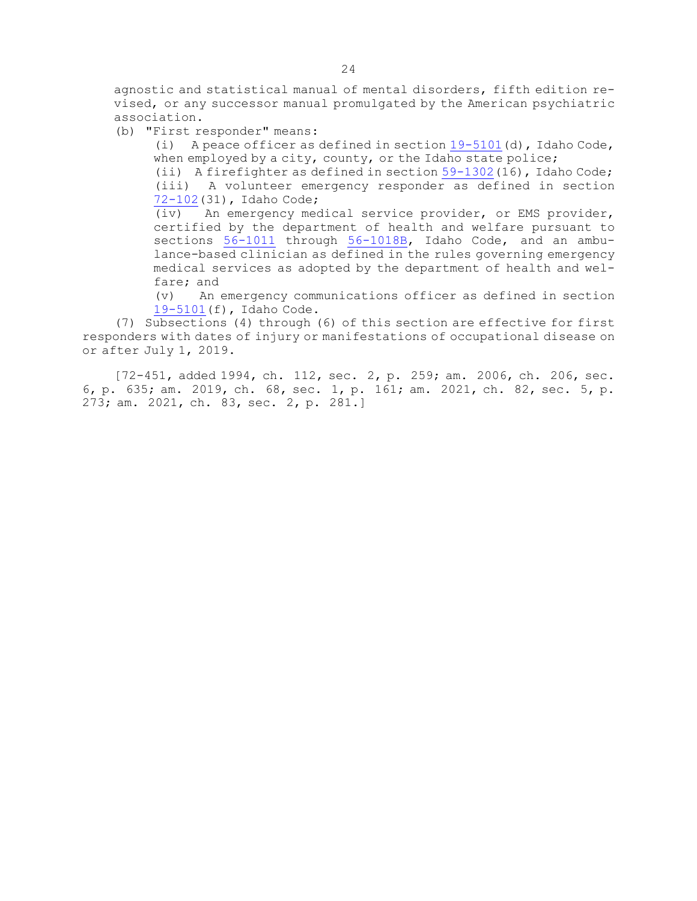agnostic and statistical manual of mental disorders, fifth edition revised, or any successor manual promulgated by the American psychiatric association.

(b) "First responder" means:

(i) A peace officer as defined in section 19-5101(d), Idaho Code, when employed by a city, county, or the Idaho state police;

(ii) A firefighter as defined in section 59-1302(16), Idaho Code;

(iii) A volunteer emergency responder as defined in section 72-102(31), Idaho Code;

(iv) An emergency medical service provider, or EMS provider, certified by the department of health and welfare pursuant to sections 56-1011 through 56-1018B, Idaho Code, and an ambulance-based clinician as defined in the rules governing emergency medical services as adopted by the department of health and welfare; and

(v) An emergency communications officer as defined in section 19-5101(f), Idaho Code.

(7) Subsections (4) through (6) of this section are effective for first responders with dates of injury or manifestations of occupational disease on or after July 1, 2019.

[72-451, added 1994, ch. 112, sec. 2, p. 259; am. 2006, ch. 206, sec. 6, p. 635; am. 2019, ch. 68, sec. 1, p. 161; am. 2021, ch. 82, sec. 5, p. 273; am. 2021, ch. 83, sec. 2, p. 281.]